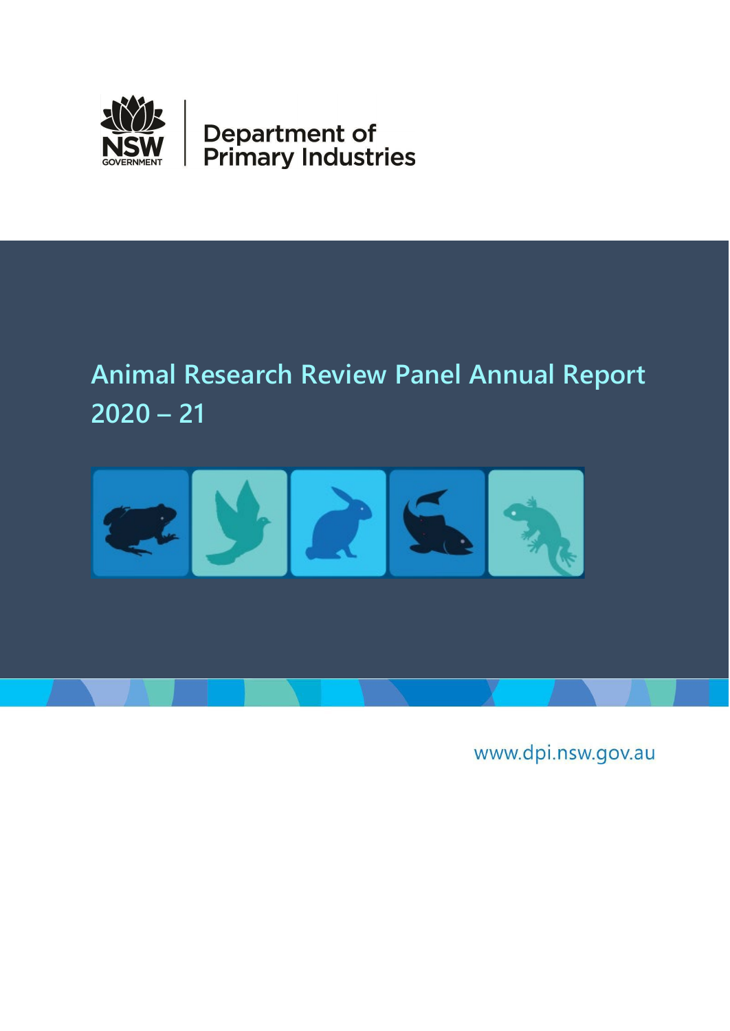NSW GOVERNMENT

Department of Primary Industries

# Animal Research Review Panel Annual Report 2020 – 21

www.dpi.nsw.gov.au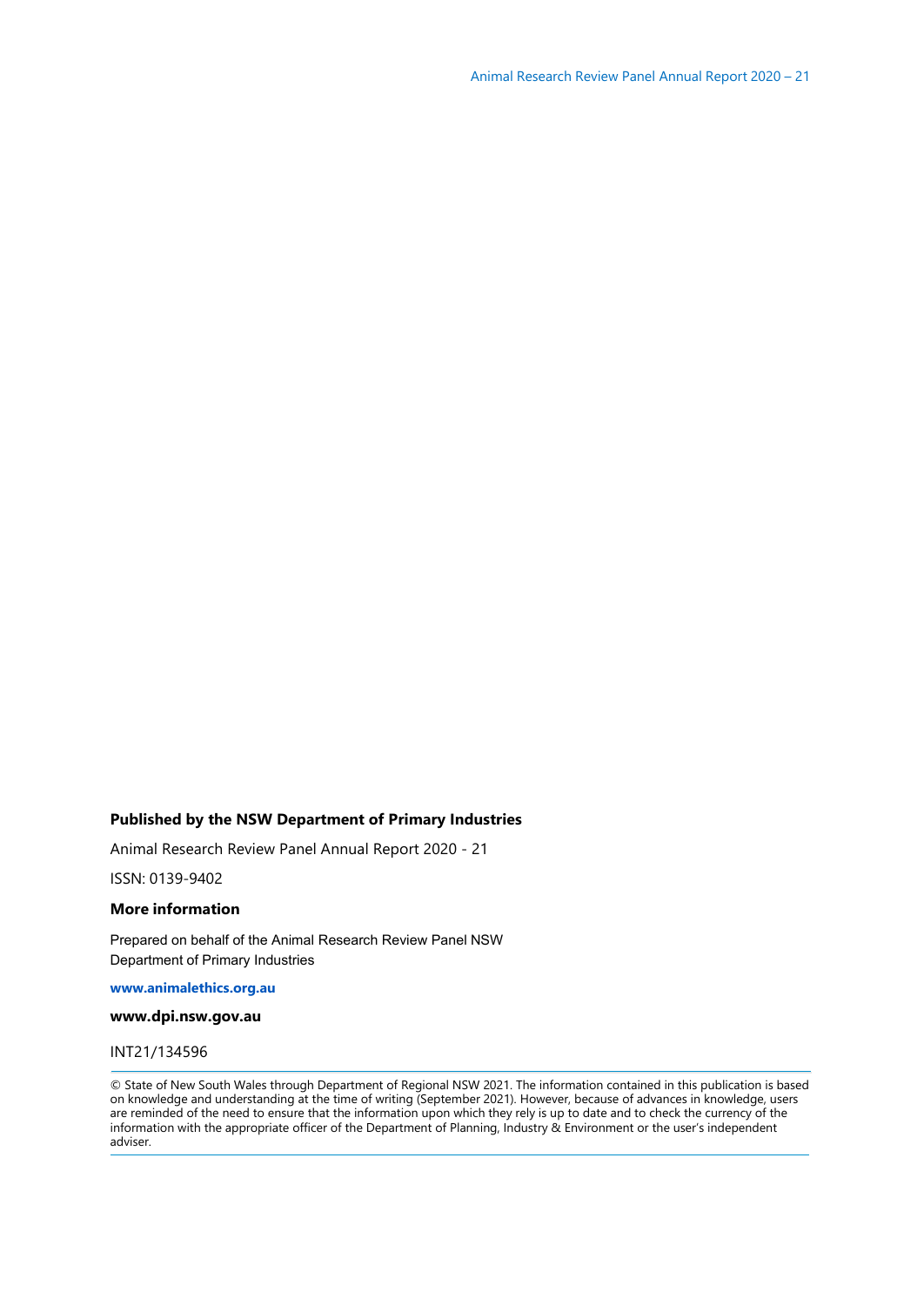**Published by the NSW Department of Primary Industries**

Animal Research Review Panel Annual Report 2020 - 21

ISSN: 0139-9402

**More information**

Prepared on behalf of the Animal Research Review Panel NSW Department of Primary Industries

**www.animalethics.org.au**

**www.dpi.nsw.gov.au**

INT21/134596

© State of New South Wales through Department of Regional NSW 2021. The information contained in this publication is based on knowledge and understanding at the time of writing (September 2021). However, because of advances in knowledge, users are reminded of the need to ensure that the information upon which they rely is up to date and to check the currency of the information with the appropriate officer of the Department of Planning, Industry & Environment or the user's independent adviser.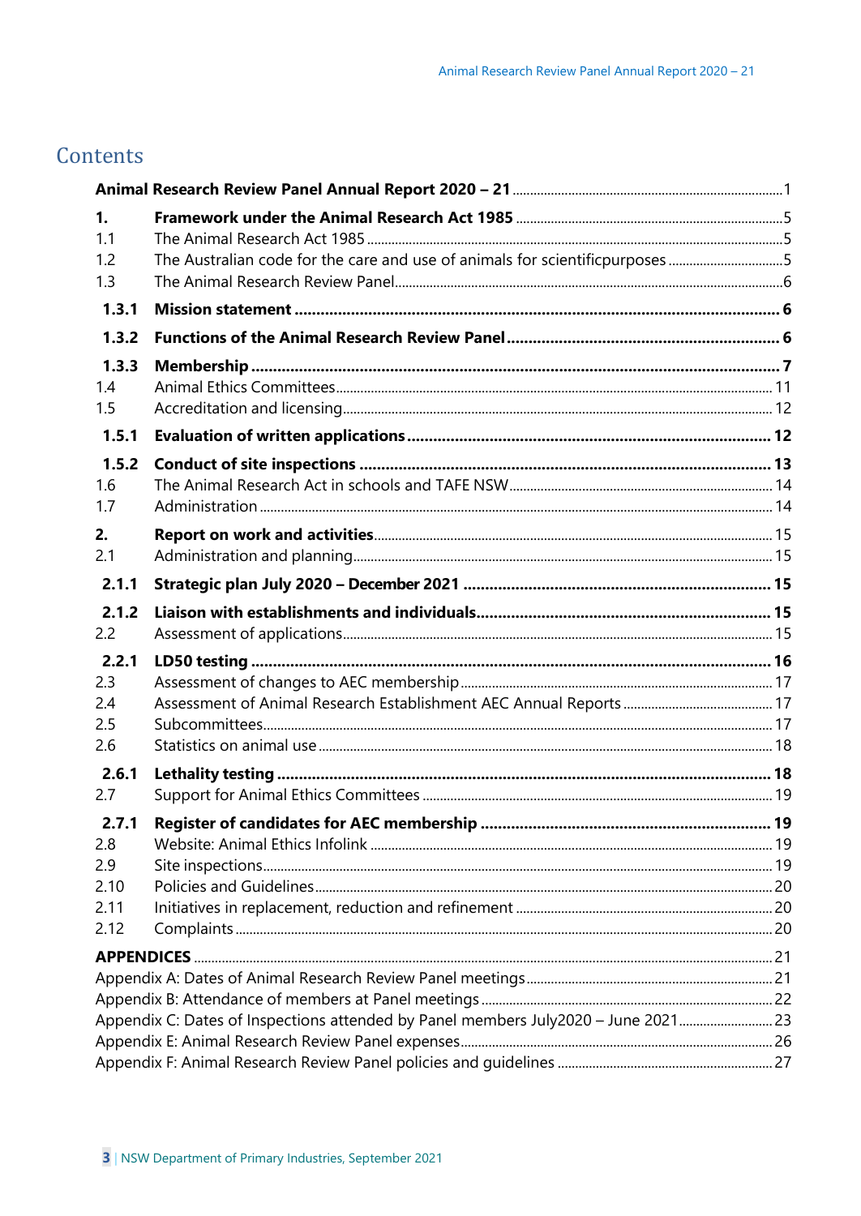# Contents

**Animal Research Review Panel Annual Report 2020 – 21** ..... 1

**1. Framework under the Animal Research Act 1985** ..... 5

1.1 The Animal Research Act 1985 ..... 5

1.2 The Australian code for the care and use of animals for scientificpurposes ..... 5

1.3 The Animal Research Review Panel ..... 6

**1.3.1 Mission statement** ..... 6

**1.3.2 Functions of the Animal Research Review Panel** ..... 6

**1.3.3 Membership** ..... 7

1.4 Animal Ethics Committees ..... 11

1.5 Accreditation and licensing ..... 12

**1.5.1 Evaluation of written applications** ..... 12

**1.5.2 Conduct of site inspections** ..... 13

1.6 The Animal Research Act in schools and TAFE NSW ..... 14

1.7 Administration ..... 14

**2. Report on work and activities** ..... 15

2.1 Administration and planning ..... 15

**2.1.1 Strategic plan July 2020 – December 2021** ..... 15

**2.1.2 Liaison with establishments and individuals** ..... 15

2.2 Assessment of applications ..... 15

**2.2.1 LD50 testing** ..... 16

2.3 Assessment of changes to AEC membership ..... 17

2.4 Assessment of Animal Research Establishment AEC Annual Reports ..... 17

2.5 Subcommittees ..... 17

2.6 Statistics on animal use ..... 18

**2.6.1 Lethality testing** ..... 18

2.7 Support for Animal Ethics Committees ..... 19

**2.7.1 Register of candidates for AEC membership** ..... 19

2.8 Website: Animal Ethics Infolink ..... 19

2.9 Site inspections ..... 19

2.10 Policies and Guidelines ..... 20

2.11 Initiatives in replacement, reduction and refinement ..... 20

2.12 Complaints ..... 20

**APPENDICES** ..... 21

Appendix A: Dates of Animal Research Review Panel meetings ..... 21

Appendix B: Attendance of members at Panel meetings ..... 22

Appendix C: Dates of Inspections attended by Panel members July2020 – June 2021 ..... 23

Appendix E: Animal Research Review Panel expenses ..... 26

Appendix F: Animal Research Review Panel policies and guidelines ..... 27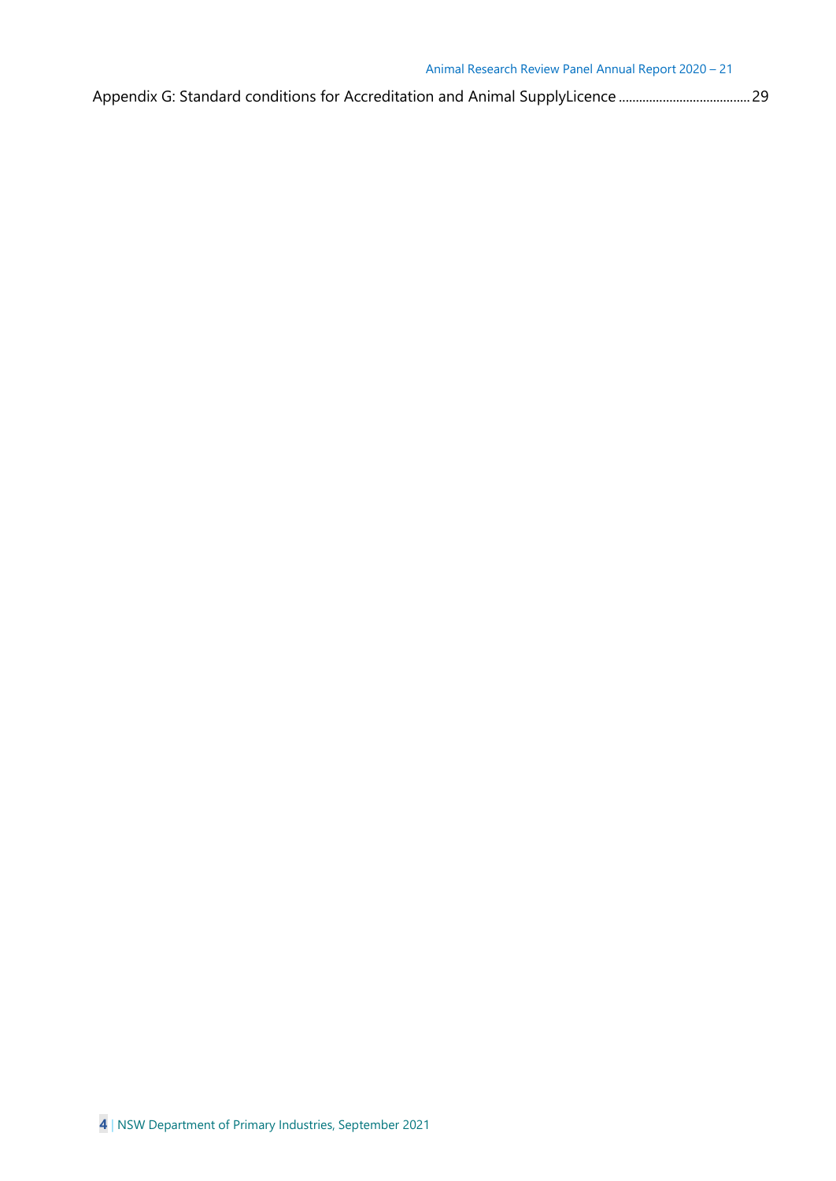Appendix G: Standard conditions for Accreditation and Animal SupplyLicence ...................................... 29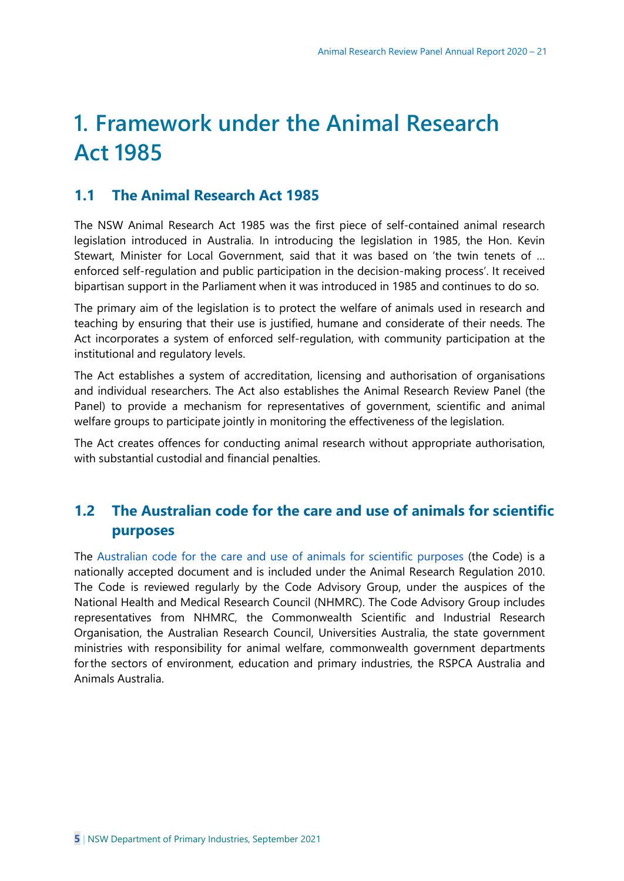# 1. Framework under the Animal Research Act 1985

## 1.1 The Animal Research Act 1985

The NSW Animal Research Act 1985 was the first piece of self-contained animal research legislation introduced in Australia. In introducing the legislation in 1985, the Hon. Kevin Stewart, Minister for Local Government, said that it was based on 'the twin tenets of … enforced self-regulation and public participation in the decision-making process'. It received bipartisan support in the Parliament when it was introduced in 1985 and continues to do so.

The primary aim of the legislation is to protect the welfare of animals used in research and teaching by ensuring that their use is justified, humane and considerate of their needs. The Act incorporates a system of enforced self-regulation, with community participation at the institutional and regulatory levels.

The Act establishes a system of accreditation, licensing and authorisation of organisations and individual researchers. The Act also establishes the Animal Research Review Panel (the Panel) to provide a mechanism for representatives of government, scientific and animal welfare groups to participate jointly in monitoring the effectiveness of the legislation.

The Act creates offences for conducting animal research without appropriate authorisation, with substantial custodial and financial penalties.

## 1.2 The Australian code for the care and use of animals for scientific purposes

The Australian code for the care and use of animals for scientific purposes (the Code) is a nationally accepted document and is included under the Animal Research Regulation 2010. The Code is reviewed regularly by the Code Advisory Group, under the auspices of the National Health and Medical Research Council (NHMRC). The Code Advisory Group includes representatives from NHMRC, the Commonwealth Scientific and Industrial Research Organisation, the Australian Research Council, Universities Australia, the state government ministries with responsibility for animal welfare, commonwealth government departments for the sectors of environment, education and primary industries, the RSPCA Australia and Animals Australia.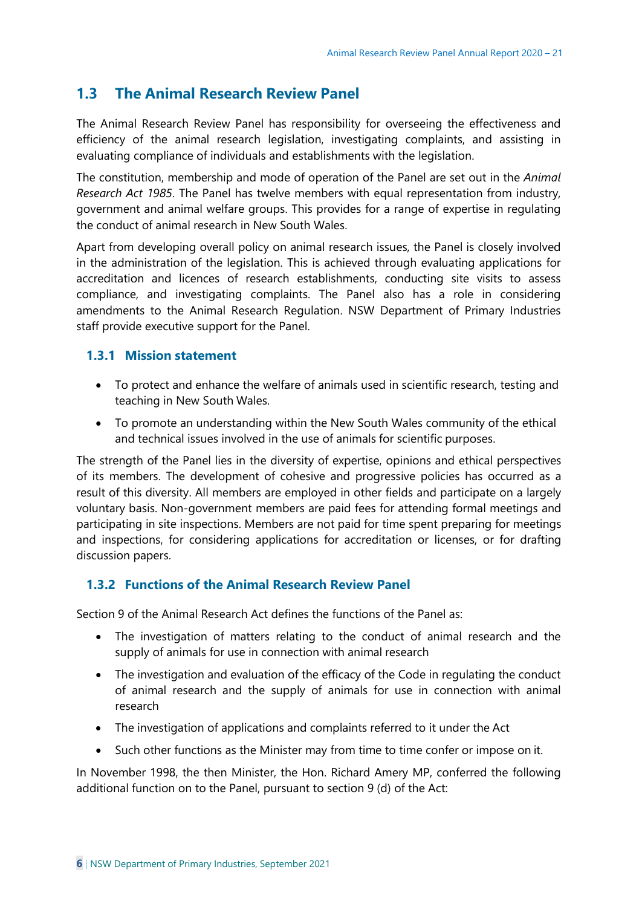## 1.3 The Animal Research Review Panel

The Animal Research Review Panel has responsibility for overseeing the effectiveness and efficiency of the animal research legislation, investigating complaints, and assisting in evaluating compliance of individuals and establishments with the legislation.

The constitution, membership and mode of operation of the Panel are set out in the *Animal Research Act 1985*. The Panel has twelve members with equal representation from industry, government and animal welfare groups. This provides for a range of expertise in regulating the conduct of animal research in New South Wales.

Apart from developing overall policy on animal research issues, the Panel is closely involved in the administration of the legislation. This is achieved through evaluating applications for accreditation and licences of research establishments, conducting site visits to assess compliance, and investigating complaints. The Panel also has a role in considering amendments to the Animal Research Regulation. NSW Department of Primary Industries staff provide executive support for the Panel.

### 1.3.1 Mission statement

- To protect and enhance the welfare of animals used in scientific research, testing and teaching in New South Wales.
- To promote an understanding within the New South Wales community of the ethical and technical issues involved in the use of animals for scientific purposes.

The strength of the Panel lies in the diversity of expertise, opinions and ethical perspectives of its members. The development of cohesive and progressive policies has occurred as a result of this diversity. All members are employed in other fields and participate on a largely voluntary basis. Non-government members are paid fees for attending formal meetings and participating in site inspections. Members are not paid for time spent preparing for meetings and inspections, for considering applications for accreditation or licenses, or for drafting discussion papers.

### 1.3.2 Functions of the Animal Research Review Panel

Section 9 of the Animal Research Act defines the functions of the Panel as:

- The investigation of matters relating to the conduct of animal research and the supply of animals for use in connection with animal research
- The investigation and evaluation of the efficacy of the Code in regulating the conduct of animal research and the supply of animals for use in connection with animal research
- The investigation of applications and complaints referred to it under the Act
- Such other functions as the Minister may from time to time confer or impose on it.

In November 1998, the then Minister, the Hon. Richard Amery MP, conferred the following additional function on to the Panel, pursuant to section 9 (d) of the Act: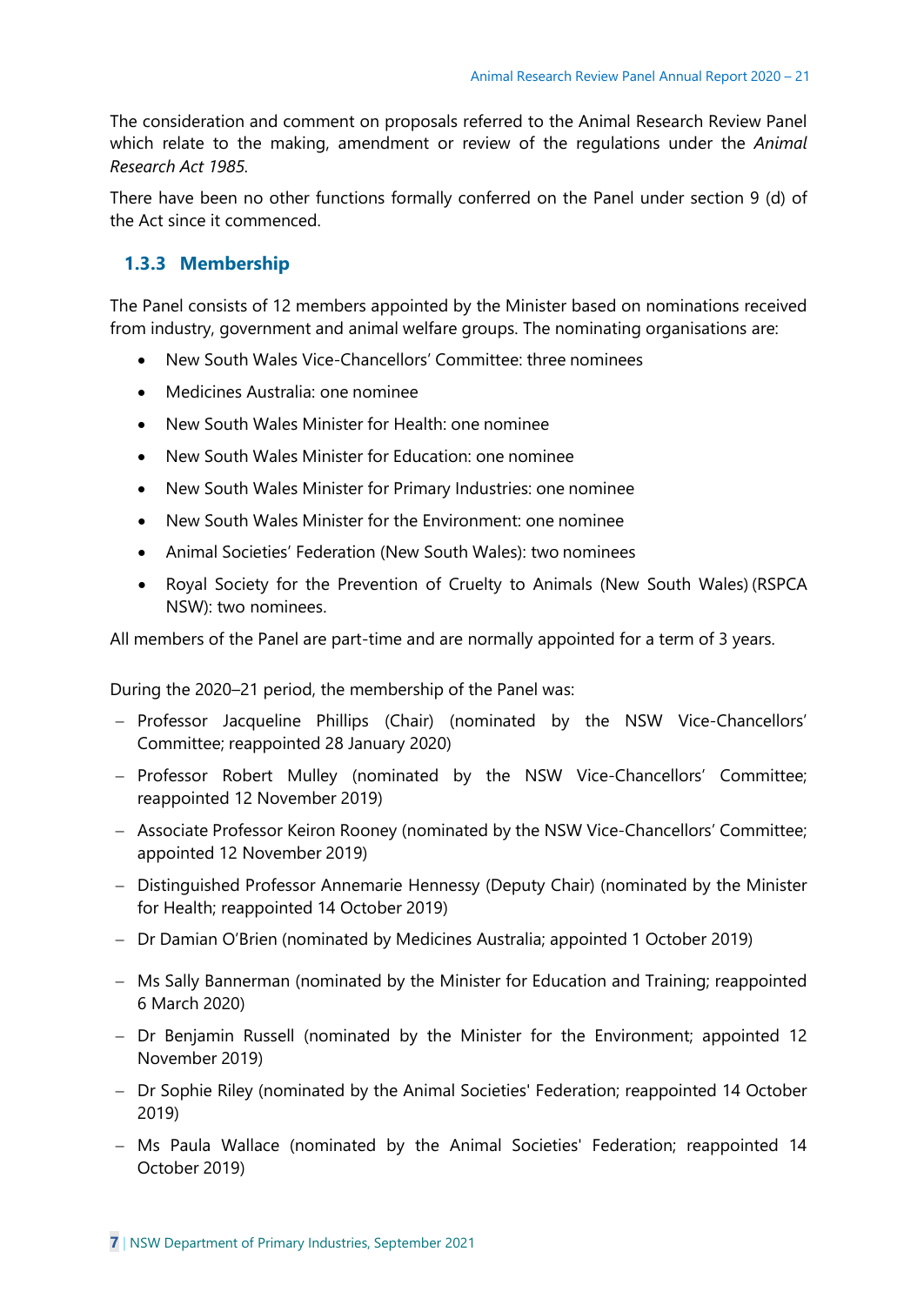The consideration and comment on proposals referred to the Animal Research Review Panel which relate to the making, amendment or review of the regulations under the *Animal Research Act 1985*.

There have been no other functions formally conferred on the Panel under section 9 (d) of the Act since it commenced.

### 1.3.3 Membership

The Panel consists of 12 members appointed by the Minister based on nominations received from industry, government and animal welfare groups. The nominating organisations are:

- New South Wales Vice-Chancellors' Committee: three nominees
- Medicines Australia: one nominee
- New South Wales Minister for Health: one nominee
- New South Wales Minister for Education: one nominee
- New South Wales Minister for Primary Industries: one nominee
- New South Wales Minister for the Environment: one nominee
- Animal Societies' Federation (New South Wales): two nominees
- Royal Society for the Prevention of Cruelty to Animals (New South Wales) (RSPCA NSW): two nominees.

All members of the Panel are part-time and are normally appointed for a term of 3 years.

During the 2020–21 period, the membership of the Panel was:

- Professor Jacqueline Phillips (Chair) (nominated by the NSW Vice-Chancellors' Committee; reappointed 28 January 2020)
- Professor Robert Mulley (nominated by the NSW Vice-Chancellors' Committee; reappointed 12 November 2019)
- Associate Professor Keiron Rooney (nominated by the NSW Vice-Chancellors' Committee; appointed 12 November 2019)
- Distinguished Professor Annemarie Hennessy (Deputy Chair) (nominated by the Minister for Health; reappointed 14 October 2019)
- Dr Damian O'Brien (nominated by Medicines Australia; appointed 1 October 2019)
- Ms Sally Bannerman (nominated by the Minister for Education and Training; reappointed 6 March 2020)
- Dr Benjamin Russell (nominated by the Minister for the Environment; appointed 12 November 2019)
- Dr Sophie Riley (nominated by the Animal Societies' Federation; reappointed 14 October 2019)
- Ms Paula Wallace (nominated by the Animal Societies' Federation; reappointed 14 October 2019)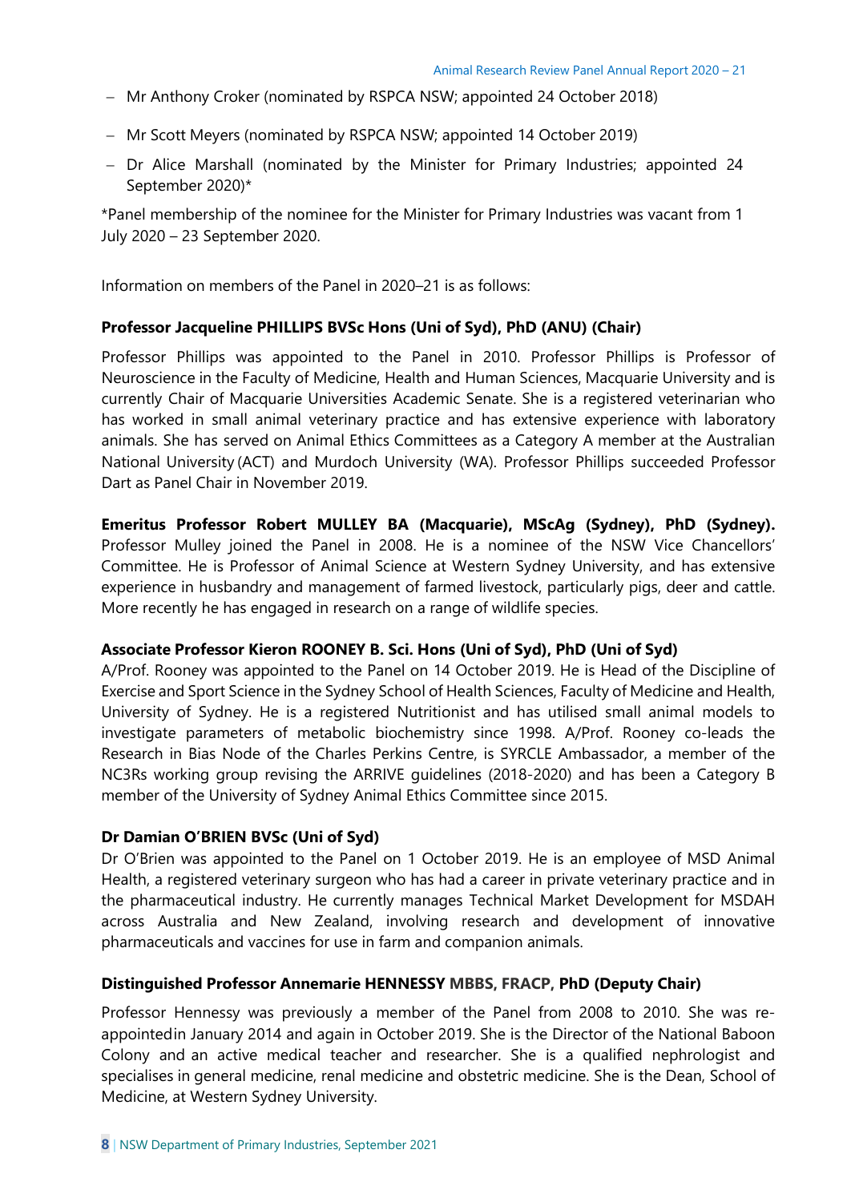- Mr Anthony Croker (nominated by RSPCA NSW; appointed 24 October 2018)
- Mr Scott Meyers (nominated by RSPCA NSW; appointed 14 October 2019)
- Dr Alice Marshall (nominated by the Minister for Primary Industries; appointed 24 September 2020)*

*Panel membership of the nominee for the Minister for Primary Industries was vacant from 1 July 2020 – 23 September 2020.

Information on members of the Panel in 2020–21 is as follows:

**Professor Jacqueline PHILLIPS BVSc Hons (Uni of Syd), PhD (ANU) (Chair)**

Professor Phillips was appointed to the Panel in 2010. Professor Phillips is Professor of Neuroscience in the Faculty of Medicine, Health and Human Sciences, Macquarie University and is currently Chair of Macquarie Universities Academic Senate. She is a registered veterinarian who has worked in small animal veterinary practice and has extensive experience with laboratory animals. She has served on Animal Ethics Committees as a Category A member at the Australian National University (ACT) and Murdoch University (WA). Professor Phillips succeeded Professor Dart as Panel Chair in November 2019.

**Emeritus Professor Robert MULLEY BA (Macquarie), MScAg (Sydney), PhD (Sydney).** Professor Mulley joined the Panel in 2008. He is a nominee of the NSW Vice Chancellors' Committee. He is Professor of Animal Science at Western Sydney University, and has extensive experience in husbandry and management of farmed livestock, particularly pigs, deer and cattle. More recently he has engaged in research on a range of wildlife species.

**Associate Professor Kieron ROONEY B. Sci. Hons (Uni of Syd), PhD (Uni of Syd)**

A/Prof. Rooney was appointed to the Panel on 14 October 2019. He is Head of the Discipline of Exercise and Sport Science in the Sydney School of Health Sciences, Faculty of Medicine and Health, University of Sydney. He is a registered Nutritionist and has utilised small animal models to investigate parameters of metabolic biochemistry since 1998. A/Prof. Rooney co-leads the Research in Bias Node of the Charles Perkins Centre, is SYRCLE Ambassador, a member of the NC3Rs working group revising the ARRIVE guidelines (2018-2020) and has been a Category B member of the University of Sydney Animal Ethics Committee since 2015.

**Dr Damian O'BRIEN BVSc (Uni of Syd)**

Dr O'Brien was appointed to the Panel on 1 October 2019. He is an employee of MSD Animal Health, a registered veterinary surgeon who has had a career in private veterinary practice and in the pharmaceutical industry. He currently manages Technical Market Development for MSDAH across Australia and New Zealand, involving research and development of innovative pharmaceuticals and vaccines for use in farm and companion animals.

**Distinguished Professor Annemarie HENNESSY MBBS, FRACP, PhD (Deputy Chair)**

Professor Hennessy was previously a member of the Panel from 2008 to 2010. She was re-appointedin January 2014 and again in October 2019. She is the Director of the National Baboon Colony and an active medical teacher and researcher. She is a qualified nephrologist and specialises in general medicine, renal medicine and obstetric medicine. She is the Dean, School of Medicine, at Western Sydney University.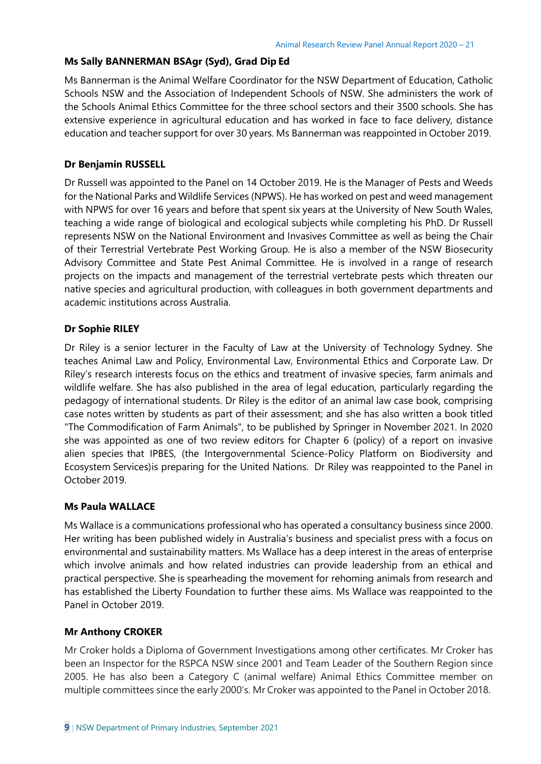### Ms Sally BANNERMAN BSAgr (Syd), Grad Dip Ed

Ms Bannerman is the Animal Welfare Coordinator for the NSW Department of Education, Catholic Schools NSW and the Association of Independent Schools of NSW. She administers the work of the Schools Animal Ethics Committee for the three school sectors and their 3500 schools. She has extensive experience in agricultural education and has worked in face to face delivery, distance education and teacher support for over 30 years. Ms Bannerman was reappointed in October 2019.

### Dr Benjamin RUSSELL

Dr Russell was appointed to the Panel on 14 October 2019. He is the Manager of Pests and Weeds for the National Parks and Wildlife Services (NPWS). He has worked on pest and weed management with NPWS for over 16 years and before that spent six years at the University of New South Wales, teaching a wide range of biological and ecological subjects while completing his PhD. Dr Russell represents NSW on the National Environment and Invasives Committee as well as being the Chair of their Terrestrial Vertebrate Pest Working Group. He is also a member of the NSW Biosecurity Advisory Committee and State Pest Animal Committee. He is involved in a range of research projects on the impacts and management of the terrestrial vertebrate pests which threaten our native species and agricultural production, with colleagues in both government departments and academic institutions across Australia.

### Dr Sophie RILEY

Dr Riley is a senior lecturer in the Faculty of Law at the University of Technology Sydney. She teaches Animal Law and Policy, Environmental Law, Environmental Ethics and Corporate Law. Dr Riley's research interests focus on the ethics and treatment of invasive species, farm animals and wildlife welfare. She has also published in the area of legal education, particularly regarding the pedagogy of international students. Dr Riley is the editor of an animal law case book, comprising case notes written by students as part of their assessment; and she has also written a book titled "The Commodification of Farm Animals", to be published by Springer in November 2021. In 2020 she was appointed as one of two review editors for Chapter 6 (policy) of a report on invasive alien species that IPBES, (the Intergovernmental Science-Policy Platform on Biodiversity and Ecosystem Services)is preparing for the United Nations. Dr Riley was reappointed to the Panel in October 2019.

### Ms Paula WALLACE

Ms Wallace is a communications professional who has operated a consultancy business since 2000. Her writing has been published widely in Australia's business and specialist press with a focus on environmental and sustainability matters. Ms Wallace has a deep interest in the areas of enterprise which involve animals and how related industries can provide leadership from an ethical and practical perspective. She is spearheading the movement for rehoming animals from research and has established the Liberty Foundation to further these aims. Ms Wallace was reappointed to the Panel in October 2019.

### Mr Anthony CROKER

Mr Croker holds a Diploma of Government Investigations among other certificates. Mr Croker has been an Inspector for the RSPCA NSW since 2001 and Team Leader of the Southern Region since 2005. He has also been a Category C (animal welfare) Animal Ethics Committee member on multiple committees since the early 2000's. Mr Croker was appointed to the Panel in October 2018.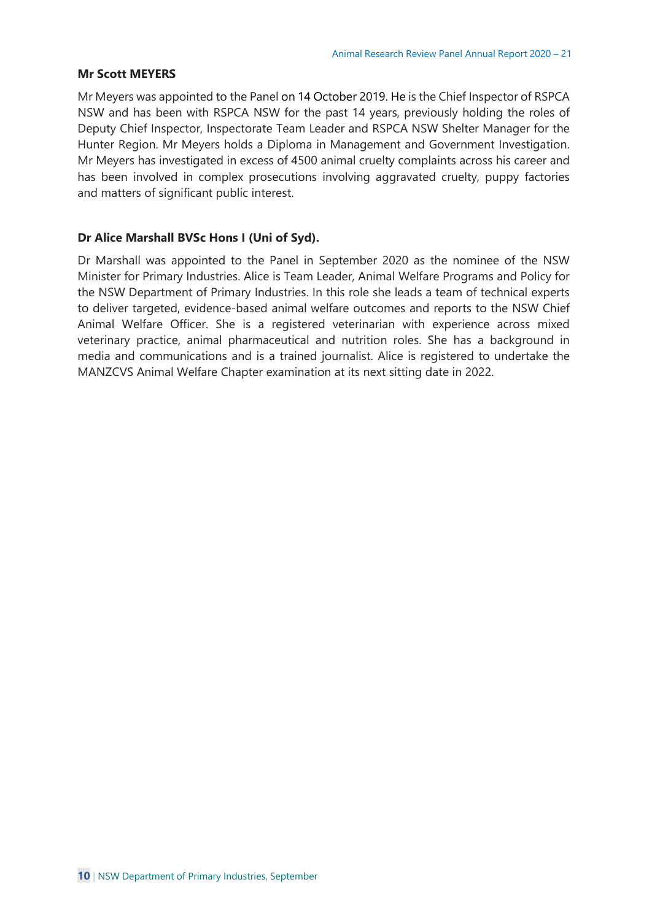**Mr Scott MEYERS**

Mr Meyers was appointed to the Panel on 14 October 2019. He is the Chief Inspector of RSPCA NSW and has been with RSPCA NSW for the past 14 years, previously holding the roles of Deputy Chief Inspector, Inspectorate Team Leader and RSPCA NSW Shelter Manager for the Hunter Region. Mr Meyers holds a Diploma in Management and Government Investigation. Mr Meyers has investigated in excess of 4500 animal cruelty complaints across his career and has been involved in complex prosecutions involving aggravated cruelty, puppy factories and matters of significant public interest.

**Dr Alice Marshall BVSc Hons I (Uni of Syd).**

Dr Marshall was appointed to the Panel in September 2020 as the nominee of the NSW Minister for Primary Industries. Alice is Team Leader, Animal Welfare Programs and Policy for the NSW Department of Primary Industries. In this role she leads a team of technical experts to deliver targeted, evidence-based animal welfare outcomes and reports to the NSW Chief Animal Welfare Officer. She is a registered veterinarian with experience across mixed veterinary practice, animal pharmaceutical and nutrition roles. She has a background in media and communications and is a trained journalist. Alice is registered to undertake the MANZCVS Animal Welfare Chapter examination at its next sitting date in 2022.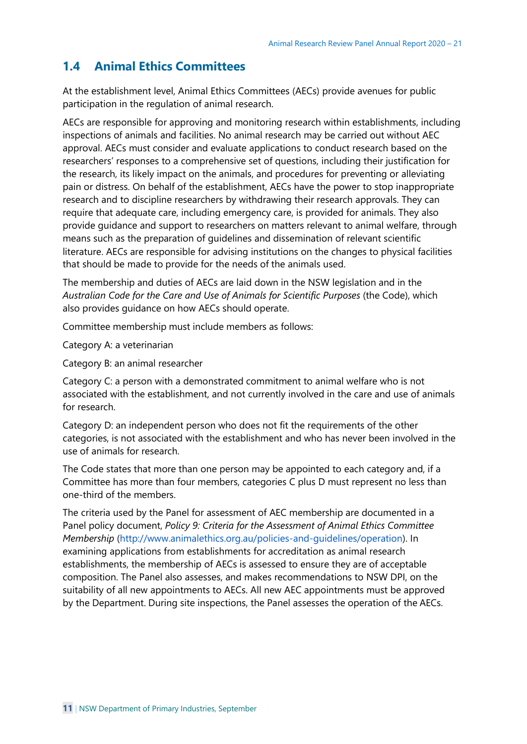## 1.4 Animal Ethics Committees

At the establishment level, Animal Ethics Committees (AECs) provide avenues for public participation in the regulation of animal research.

AECs are responsible for approving and monitoring research within establishments, including inspections of animals and facilities. No animal research may be carried out without AEC approval. AECs must consider and evaluate applications to conduct research based on the researchers' responses to a comprehensive set of questions, including their justification for the research, its likely impact on the animals, and procedures for preventing or alleviating pain or distress. On behalf of the establishment, AECs have the power to stop inappropriate research and to discipline researchers by withdrawing their research approvals. They can require that adequate care, including emergency care, is provided for animals. They also provide guidance and support to researchers on matters relevant to animal welfare, through means such as the preparation of guidelines and dissemination of relevant scientific literature. AECs are responsible for advising institutions on the changes to physical facilities that should be made to provide for the needs of the animals used.

The membership and duties of AECs are laid down in the NSW legislation and in the *Australian Code for the Care and Use of Animals for Scientific Purposes* (the Code), which also provides guidance on how AECs should operate.

Committee membership must include members as follows:

Category A: a veterinarian

Category B: an animal researcher

Category C: a person with a demonstrated commitment to animal welfare who is not associated with the establishment, and not currently involved in the care and use of animals for research.

Category D: an independent person who does not fit the requirements of the other categories, is not associated with the establishment and who has never been involved in the use of animals for research.

The Code states that more than one person may be appointed to each category and, if a Committee has more than four members, categories C plus D must represent no less than one-third of the members.

The criteria used by the Panel for assessment of AEC membership are documented in a Panel policy document, *Policy 9: Criteria for the Assessment of Animal Ethics Committee Membership* (http://www.animalethics.org.au/policies-and-guidelines/operation). In examining applications from establishments for accreditation as animal research establishments, the membership of AECs is assessed to ensure they are of acceptable composition. The Panel also assesses, and makes recommendations to NSW DPI, on the suitability of all new appointments to AECs. All new AEC appointments must be approved by the Department. During site inspections, the Panel assesses the operation of the AECs.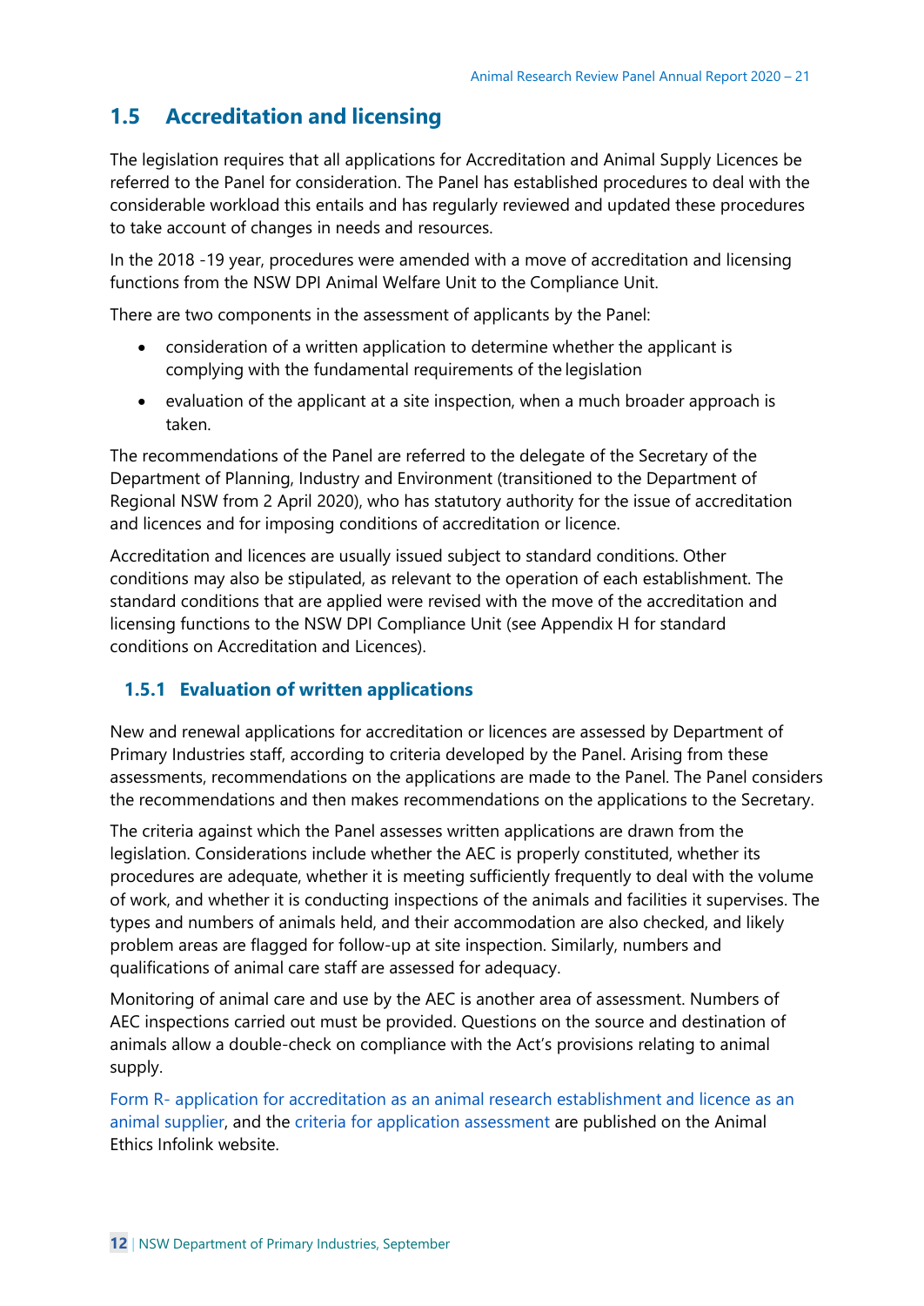## 1.5 Accreditation and licensing

The legislation requires that all applications for Accreditation and Animal Supply Licences be referred to the Panel for consideration. The Panel has established procedures to deal with the considerable workload this entails and has regularly reviewed and updated these procedures to take account of changes in needs and resources.

In the 2018 -19 year, procedures were amended with a move of accreditation and licensing functions from the NSW DPI Animal Welfare Unit to the Compliance Unit.

There are two components in the assessment of applicants by the Panel:

- consideration of a written application to determine whether the applicant is complying with the fundamental requirements of the legislation
- evaluation of the applicant at a site inspection, when a much broader approach is taken.

The recommendations of the Panel are referred to the delegate of the Secretary of the Department of Planning, Industry and Environment (transitioned to the Department of Regional NSW from 2 April 2020), who has statutory authority for the issue of accreditation and licences and for imposing conditions of accreditation or licence.

Accreditation and licences are usually issued subject to standard conditions. Other conditions may also be stipulated, as relevant to the operation of each establishment. The standard conditions that are applied were revised with the move of the accreditation and licensing functions to the NSW DPI Compliance Unit (see Appendix H for standard conditions on Accreditation and Licences).

### 1.5.1 Evaluation of written applications

New and renewal applications for accreditation or licences are assessed by Department of Primary Industries staff, according to criteria developed by the Panel. Arising from these assessments, recommendations on the applications are made to the Panel. The Panel considers the recommendations and then makes recommendations on the applications to the Secretary.

The criteria against which the Panel assesses written applications are drawn from the legislation. Considerations include whether the AEC is properly constituted, whether its procedures are adequate, whether it is meeting sufficiently frequently to deal with the volume of work, and whether it is conducting inspections of the animals and facilities it supervises. The types and numbers of animals held, and their accommodation are also checked, and likely problem areas are flagged for follow-up at site inspection. Similarly, numbers and qualifications of animal care staff are assessed for adequacy.

Monitoring of animal care and use by the AEC is another area of assessment. Numbers of AEC inspections carried out must be provided. Questions on the source and destination of animals allow a double-check on compliance with the Act's provisions relating to animal supply.

Form R- application for accreditation as an animal research establishment and licence as an animal supplier, and the criteria for application assessment are published on the Animal Ethics Infolink website.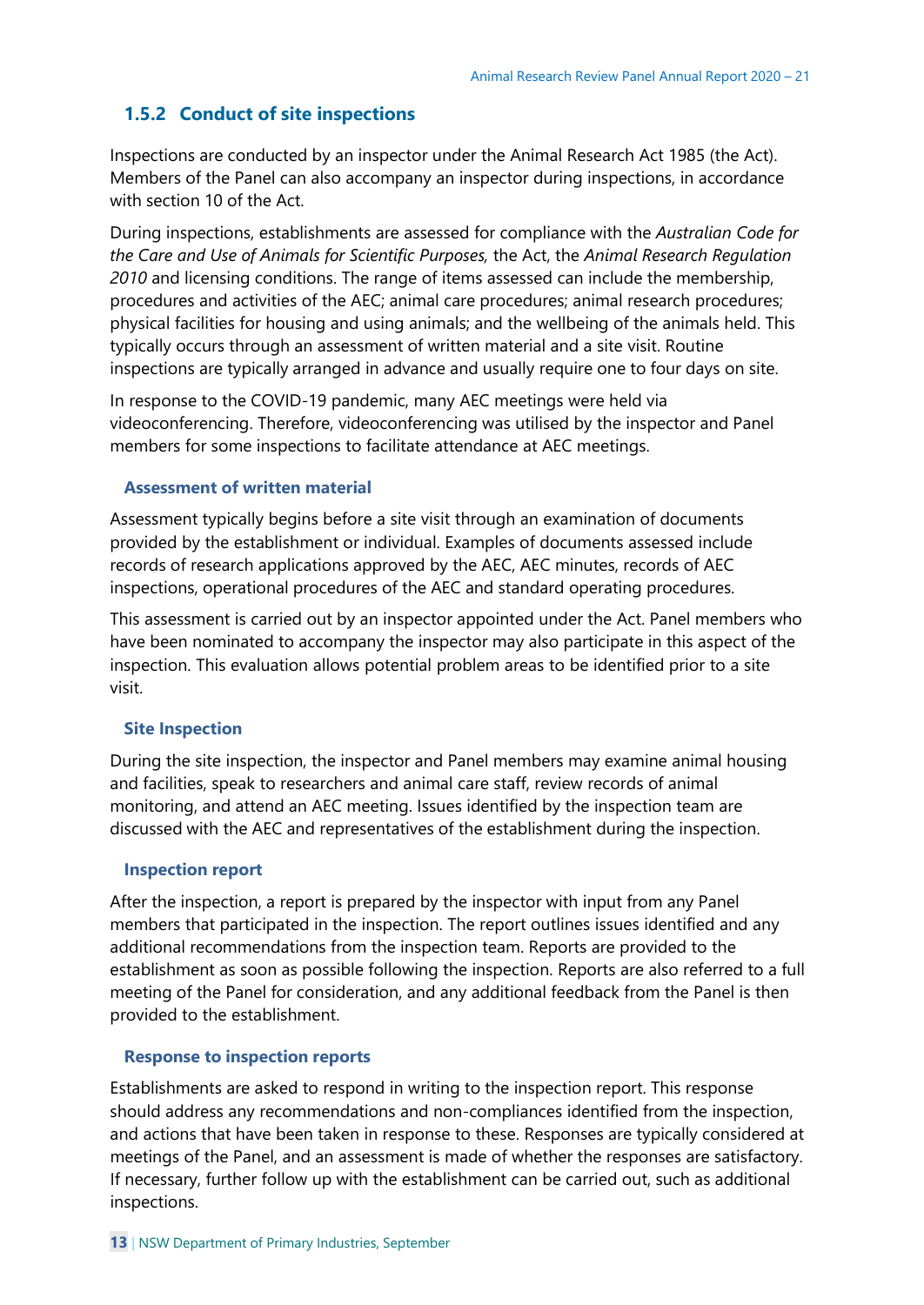### 1.5.2 Conduct of site inspections

Inspections are conducted by an inspector under the Animal Research Act 1985 (the Act). Members of the Panel can also accompany an inspector during inspections, in accordance with section 10 of the Act.

During inspections, establishments are assessed for compliance with the *Australian Code for the Care and Use of Animals for Scientific Purposes,* the Act, the *Animal Research Regulation 2010* and licensing conditions. The range of items assessed can include the membership, procedures and activities of the AEC; animal care procedures; animal research procedures; physical facilities for housing and using animals; and the wellbeing of the animals held. This typically occurs through an assessment of written material and a site visit. Routine inspections are typically arranged in advance and usually require one to four days on site.

In response to the COVID-19 pandemic, many AEC meetings were held via videoconferencing. Therefore, videoconferencing was utilised by the inspector and Panel members for some inspections to facilitate attendance at AEC meetings.

#### Assessment of written material

Assessment typically begins before a site visit through an examination of documents provided by the establishment or individual. Examples of documents assessed include records of research applications approved by the AEC, AEC minutes, records of AEC inspections, operational procedures of the AEC and standard operating procedures.

This assessment is carried out by an inspector appointed under the Act. Panel members who have been nominated to accompany the inspector may also participate in this aspect of the inspection. This evaluation allows potential problem areas to be identified prior to a site visit.

#### Site Inspection

During the site inspection, the inspector and Panel members may examine animal housing and facilities, speak to researchers and animal care staff, review records of animal monitoring, and attend an AEC meeting. Issues identified by the inspection team are discussed with the AEC and representatives of the establishment during the inspection.

#### Inspection report

After the inspection, a report is prepared by the inspector with input from any Panel members that participated in the inspection. The report outlines issues identified and any additional recommendations from the inspection team. Reports are provided to the establishment as soon as possible following the inspection. Reports are also referred to a full meeting of the Panel for consideration, and any additional feedback from the Panel is then provided to the establishment.

#### Response to inspection reports

Establishments are asked to respond in writing to the inspection report. This response should address any recommendations and non-compliances identified from the inspection, and actions that have been taken in response to these. Responses are typically considered at meetings of the Panel, and an assessment is made of whether the responses are satisfactory. If necessary, further follow up with the establishment can be carried out, such as additional inspections.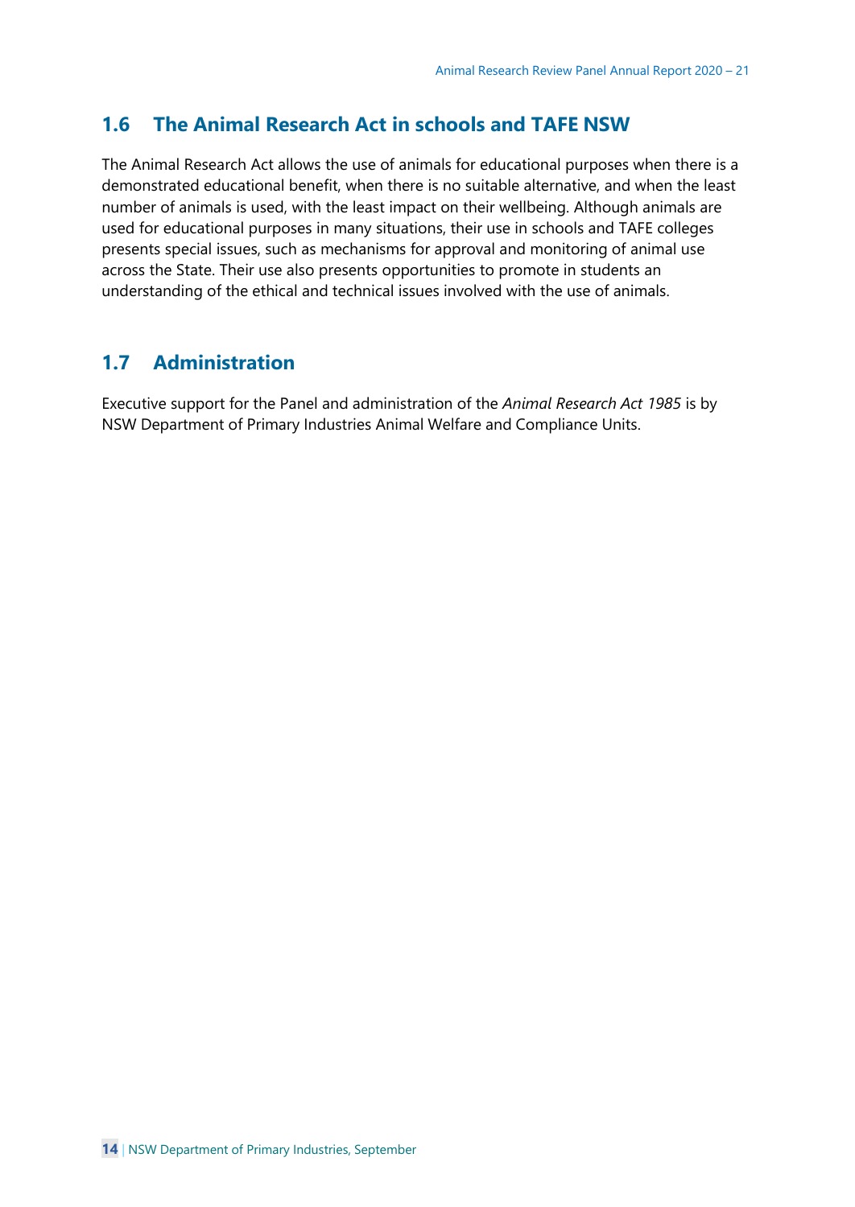## 1.6 The Animal Research Act in schools and TAFE NSW

The Animal Research Act allows the use of animals for educational purposes when there is a demonstrated educational benefit, when there is no suitable alternative, and when the least number of animals is used, with the least impact on their wellbeing. Although animals are used for educational purposes in many situations, their use in schools and TAFE colleges presents special issues, such as mechanisms for approval and monitoring of animal use across the State. Their use also presents opportunities to promote in students an understanding of the ethical and technical issues involved with the use of animals.

## 1.7 Administration

Executive support for the Panel and administration of the *Animal Research Act 1985* is by NSW Department of Primary Industries Animal Welfare and Compliance Units.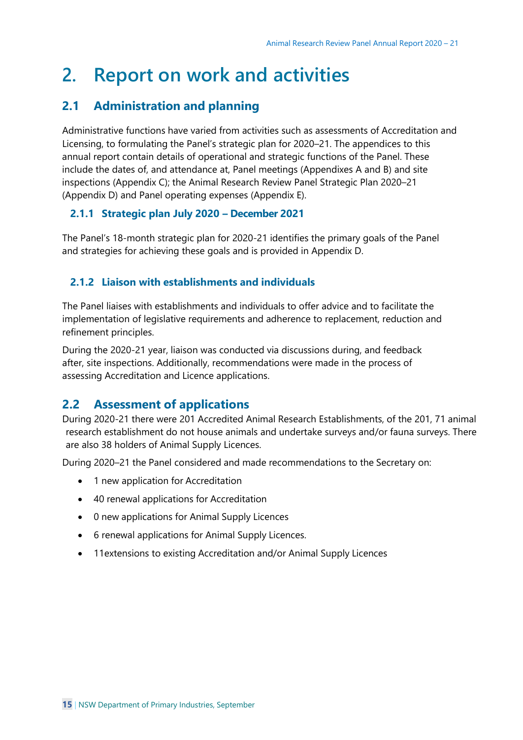# 2. Report on work and activities

## 2.1 Administration and planning

Administrative functions have varied from activities such as assessments of Accreditation and Licensing, to formulating the Panel's strategic plan for 2020–21. The appendices to this annual report contain details of operational and strategic functions of the Panel. These include the dates of, and attendance at, Panel meetings (Appendixes A and B) and site inspections (Appendix C); the Animal Research Review Panel Strategic Plan 2020–21 (Appendix D) and Panel operating expenses (Appendix E).

### 2.1.1 Strategic plan July 2020 – December 2021

The Panel's 18-month strategic plan for 2020-21 identifies the primary goals of the Panel and strategies for achieving these goals and is provided in Appendix D.

### 2.1.2 Liaison with establishments and individuals

The Panel liaises with establishments and individuals to offer advice and to facilitate the implementation of legislative requirements and adherence to replacement, reduction and refinement principles.

During the 2020-21 year, liaison was conducted via discussions during, and feedback after, site inspections. Additionally, recommendations were made in the process of assessing Accreditation and Licence applications.

## 2.2 Assessment of applications

During 2020-21 there were 201 Accredited Animal Research Establishments, of the 201, 71 animal research establishment do not house animals and undertake surveys and/or fauna surveys. There are also 38 holders of Animal Supply Licences.

During 2020–21 the Panel considered and made recommendations to the Secretary on:

- 1 new application for Accreditation
- 40 renewal applications for Accreditation
- 0 new applications for Animal Supply Licences
- 6 renewal applications for Animal Supply Licences.
- 11extensions to existing Accreditation and/or Animal Supply Licences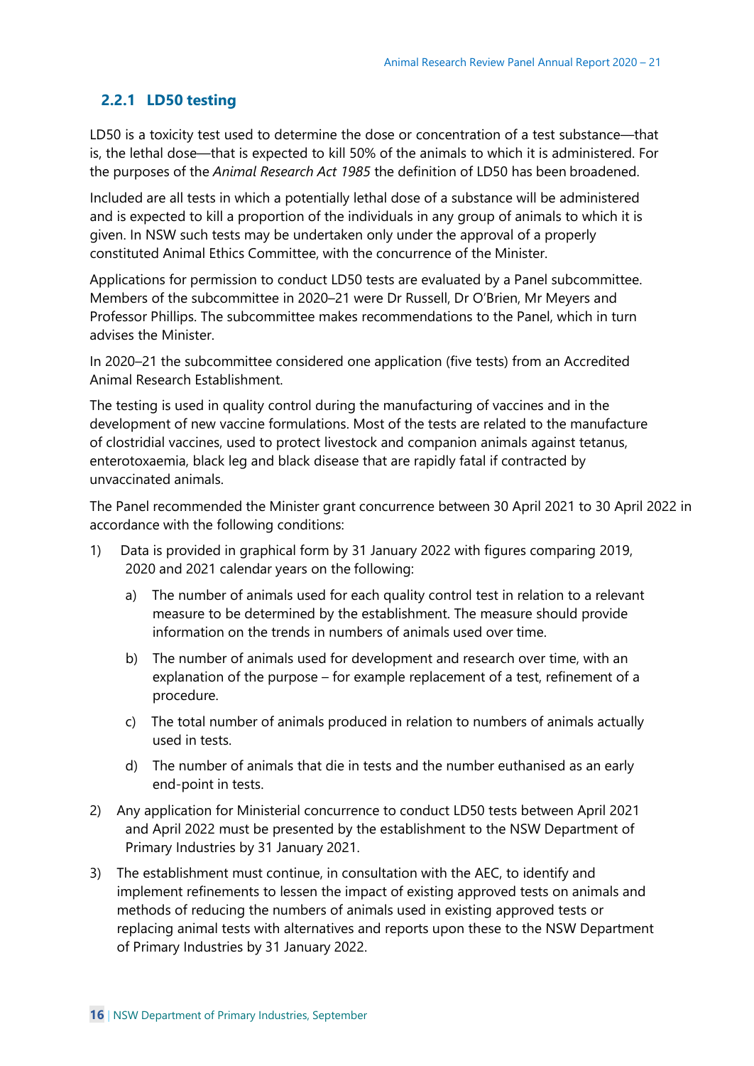### 2.2.1 LD50 testing

LD50 is a toxicity test used to determine the dose or concentration of a test substance—that is, the lethal dose—that is expected to kill 50% of the animals to which it is administered. For the purposes of the *Animal Research Act 1985* the definition of LD50 has been broadened.

Included are all tests in which a potentially lethal dose of a substance will be administered and is expected to kill a proportion of the individuals in any group of animals to which it is given. In NSW such tests may be undertaken only under the approval of a properly constituted Animal Ethics Committee, with the concurrence of the Minister.

Applications for permission to conduct LD50 tests are evaluated by a Panel subcommittee. Members of the subcommittee in 2020–21 were Dr Russell, Dr O'Brien, Mr Meyers and Professor Phillips. The subcommittee makes recommendations to the Panel, which in turn advises the Minister.

In 2020–21 the subcommittee considered one application (five tests) from an Accredited Animal Research Establishment.

The testing is used in quality control during the manufacturing of vaccines and in the development of new vaccine formulations. Most of the tests are related to the manufacture of clostridial vaccines, used to protect livestock and companion animals against tetanus, enterotoxaemia, black leg and black disease that are rapidly fatal if contracted by unvaccinated animals.

The Panel recommended the Minister grant concurrence between 30 April 2021 to 30 April 2022 in accordance with the following conditions:

1) Data is provided in graphical form by 31 January 2022 with figures comparing 2019, 2020 and 2021 calendar years on the following:
   a) The number of animals used for each quality control test in relation to a relevant measure to be determined by the establishment. The measure should provide information on the trends in numbers of animals used over time.
   b) The number of animals used for development and research over time, with an explanation of the purpose – for example replacement of a test, refinement of a procedure.
   c) The total number of animals produced in relation to numbers of animals actually used in tests.
   d) The number of animals that die in tests and the number euthanised as an early end-point in tests.
2) Any application for Ministerial concurrence to conduct LD50 tests between April 2021 and April 2022 must be presented by the establishment to the NSW Department of Primary Industries by 31 January 2021.
3) The establishment must continue, in consultation with the AEC, to identify and implement refinements to lessen the impact of existing approved tests on animals and methods of reducing the numbers of animals used in existing approved tests or replacing animal tests with alternatives and reports upon these to the NSW Department of Primary Industries by 31 January 2022.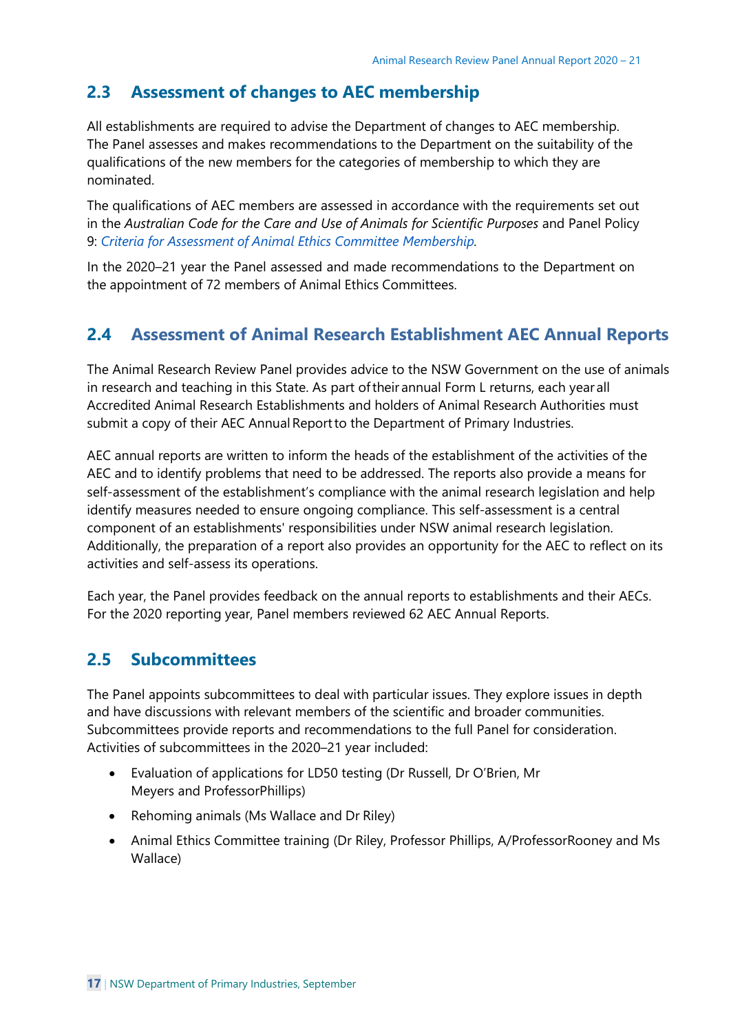## 2.3 Assessment of changes to AEC membership

All establishments are required to advise the Department of changes to AEC membership. The Panel assesses and makes recommendations to the Department on the suitability of the qualifications of the new members for the categories of membership to which they are nominated.

The qualifications of AEC members are assessed in accordance with the requirements set out in the *Australian Code for the Care and Use of Animals for Scientific Purposes* and Panel Policy 9: *Criteria for Assessment of Animal Ethics Committee Membership*.

In the 2020–21 year the Panel assessed and made recommendations to the Department on the appointment of 72 members of Animal Ethics Committees.

## 2.4 Assessment of Animal Research Establishment AEC Annual Reports

The Animal Research Review Panel provides advice to the NSW Government on the use of animals in research and teaching in this State. As part of their annual Form L returns, each year all Accredited Animal Research Establishments and holders of Animal Research Authorities must submit a copy of their AEC Annual Report to the Department of Primary Industries.

AEC annual reports are written to inform the heads of the establishment of the activities of the AEC and to identify problems that need to be addressed. The reports also provide a means for self-assessment of the establishment's compliance with the animal research legislation and help identify measures needed to ensure ongoing compliance. This self-assessment is a central component of an establishments' responsibilities under NSW animal research legislation. Additionally, the preparation of a report also provides an opportunity for the AEC to reflect on its activities and self-assess its operations.

Each year, the Panel provides feedback on the annual reports to establishments and their AECs. For the 2020 reporting year, Panel members reviewed 62 AEC Annual Reports.

## 2.5 Subcommittees

The Panel appoints subcommittees to deal with particular issues. They explore issues in depth and have discussions with relevant members of the scientific and broader communities. Subcommittees provide reports and recommendations to the full Panel for consideration. Activities of subcommittees in the 2020–21 year included:

- Evaluation of applications for LD50 testing (Dr Russell, Dr O'Brien, Mr Meyers and ProfessorPhillips)
- Rehoming animals (Ms Wallace and Dr Riley)
- Animal Ethics Committee training (Dr Riley, Professor Phillips, A/ProfessorRooney and Ms Wallace)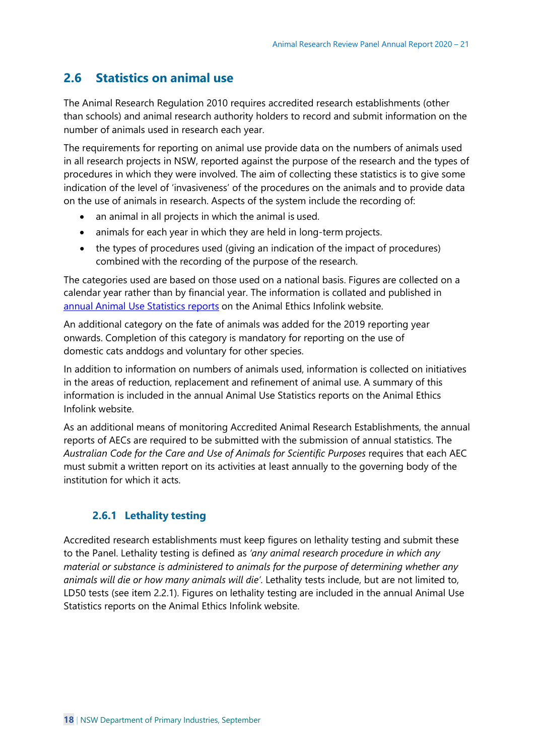## 2.6 Statistics on animal use

The Animal Research Regulation 2010 requires accredited research establishments (other than schools) and animal research authority holders to record and submit information on the number of animals used in research each year.

The requirements for reporting on animal use provide data on the numbers of animals used in all research projects in NSW, reported against the purpose of the research and the types of procedures in which they were involved. The aim of collecting these statistics is to give some indication of the level of 'invasiveness' of the procedures on the animals and to provide data on the use of animals in research. Aspects of the system include the recording of:

- an animal in all projects in which the animal is used.
- animals for each year in which they are held in long-term projects.
- the types of procedures used (giving an indication of the impact of procedures) combined with the recording of the purpose of the research.

The categories used are based on those used on a national basis. Figures are collected on a calendar year rather than by financial year. The information is collated and published in annual Animal Use Statistics reports on the Animal Ethics Infolink website.

An additional category on the fate of animals was added for the 2019 reporting year onwards. Completion of this category is mandatory for reporting on the use of domestic cats anddogs and voluntary for other species.

In addition to information on numbers of animals used, information is collected on initiatives in the areas of reduction, replacement and refinement of animal use. A summary of this information is included in the annual Animal Use Statistics reports on the Animal Ethics Infolink website.

As an additional means of monitoring Accredited Animal Research Establishments, the annual reports of AECs are required to be submitted with the submission of annual statistics. The *Australian Code for the Care and Use of Animals for Scientific Purposes* requires that each AEC must submit a written report on its activities at least annually to the governing body of the institution for which it acts.

### 2.6.1 Lethality testing

Accredited research establishments must keep figures on lethality testing and submit these to the Panel. Lethality testing is defined as *'any animal research procedure in which any material or substance is administered to animals for the purpose of determining whether any animals will die or how many animals will die'*. Lethality tests include, but are not limited to, LD50 tests (see item 2.2.1). Figures on lethality testing are included in the annual Animal Use Statistics reports on the Animal Ethics Infolink website.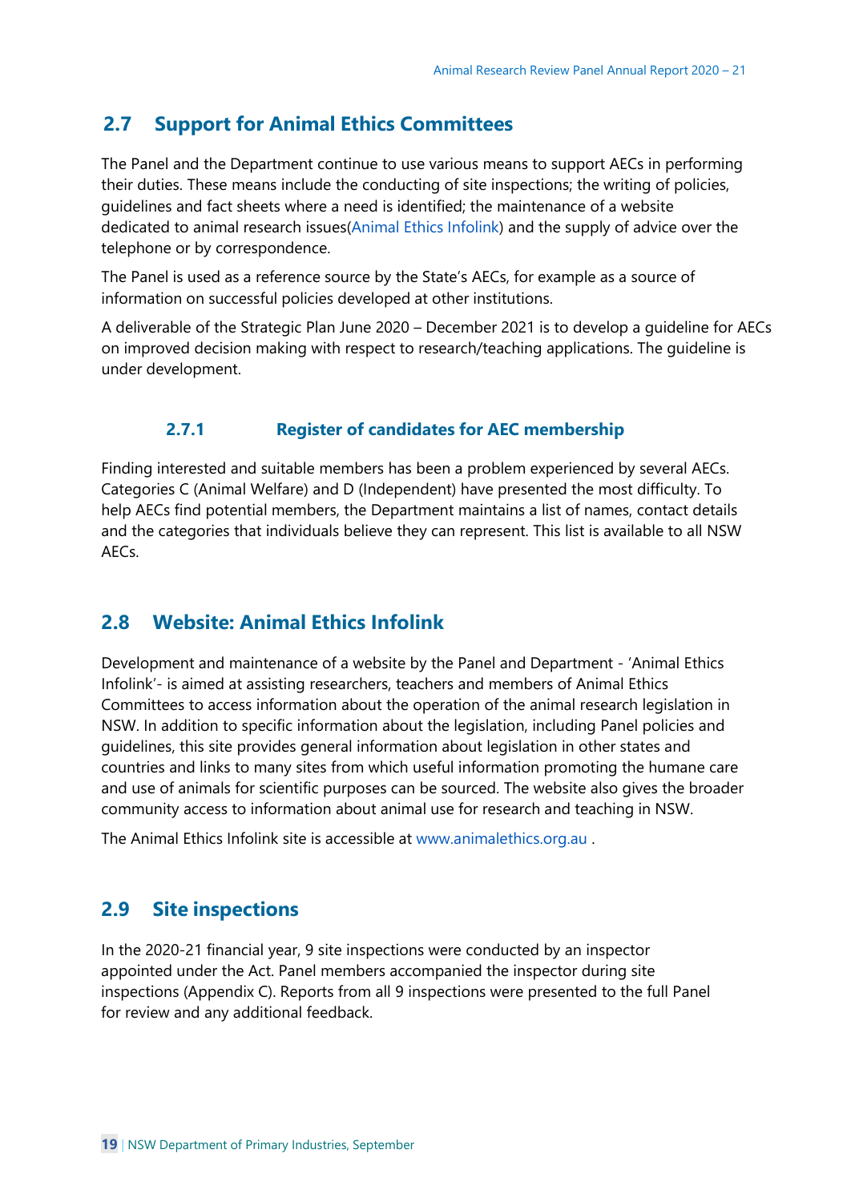## 2.7 Support for Animal Ethics Committees

The Panel and the Department continue to use various means to support AECs in performing their duties. These means include the conducting of site inspections; the writing of policies, guidelines and fact sheets where a need is identified; the maintenance of a website dedicated to animal research issues(Animal Ethics Infolink) and the supply of advice over the telephone or by correspondence.

The Panel is used as a reference source by the State's AECs, for example as a source of information on successful policies developed at other institutions.

A deliverable of the Strategic Plan June 2020 – December 2021 is to develop a guideline for AECs on improved decision making with respect to research/teaching applications. The guideline is under development.

### 2.7.1 Register of candidates for AEC membership

Finding interested and suitable members has been a problem experienced by several AECs. Categories C (Animal Welfare) and D (Independent) have presented the most difficulty. To help AECs find potential members, the Department maintains a list of names, contact details and the categories that individuals believe they can represent. This list is available to all NSW AECs.

## 2.8 Website: Animal Ethics Infolink

Development and maintenance of a website by the Panel and Department - 'Animal Ethics Infolink'- is aimed at assisting researchers, teachers and members of Animal Ethics Committees to access information about the operation of the animal research legislation in NSW. In addition to specific information about the legislation, including Panel policies and guidelines, this site provides general information about legislation in other states and countries and links to many sites from which useful information promoting the humane care and use of animals for scientific purposes can be sourced. The website also gives the broader community access to information about animal use for research and teaching in NSW.

The Animal Ethics Infolink site is accessible at www.animalethics.org.au .

## 2.9 Site inspections

In the 2020-21 financial year, 9 site inspections were conducted by an inspector appointed under the Act. Panel members accompanied the inspector during site inspections (Appendix C). Reports from all 9 inspections were presented to the full Panel for review and any additional feedback.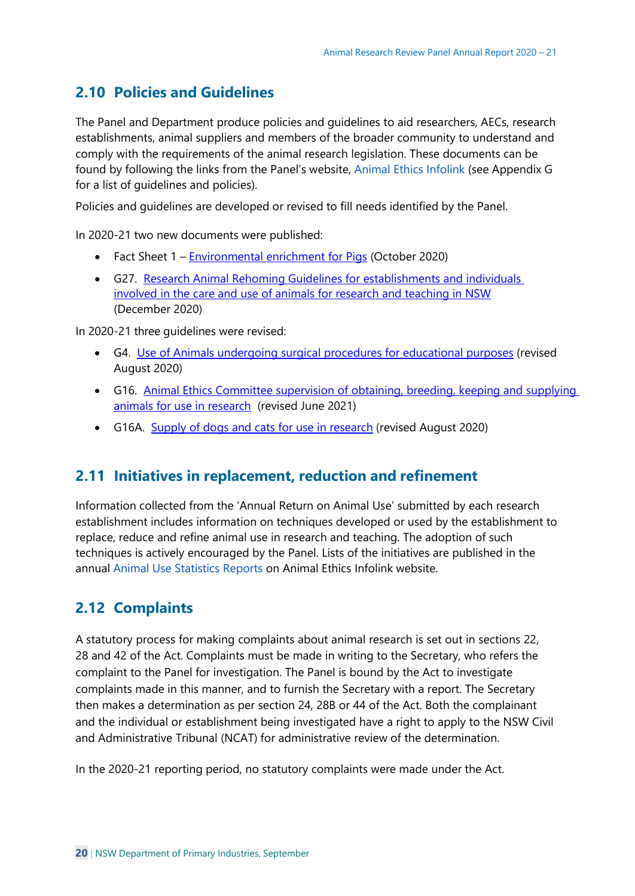## 2.10 Policies and Guidelines

The Panel and Department produce policies and guidelines to aid researchers, AECs, research establishments, animal suppliers and members of the broader community to understand and comply with the requirements of the animal research legislation. These documents can be found by following the links from the Panel's website, Animal Ethics Infolink (see Appendix G for a list of guidelines and policies).

Policies and guidelines are developed or revised to fill needs identified by the Panel.

In 2020-21 two new documents were published:

- Fact Sheet 1 – Environmental enrichment for Pigs (October 2020)
- G27. Research Animal Rehoming Guidelines for establishments and individuals involved in the care and use of animals for research and teaching in NSW (December 2020)

In 2020-21 three guidelines were revised:

- G4. Use of Animals undergoing surgical procedures for educational purposes (revised August 2020)
- G16. Animal Ethics Committee supervision of obtaining, breeding, keeping and supplying animals for use in research (revised June 2021)
- G16A. Supply of dogs and cats for use in research (revised August 2020)

## 2.11 Initiatives in replacement, reduction and refinement

Information collected from the 'Annual Return on Animal Use' submitted by each research establishment includes information on techniques developed or used by the establishment to replace, reduce and refine animal use in research and teaching. The adoption of such techniques is actively encouraged by the Panel. Lists of the initiatives are published in the annual Animal Use Statistics Reports on Animal Ethics Infolink website.

## 2.12 Complaints

A statutory process for making complaints about animal research is set out in sections 22, 28 and 42 of the Act. Complaints must be made in writing to the Secretary, who refers the complaint to the Panel for investigation. The Panel is bound by the Act to investigate complaints made in this manner, and to furnish the Secretary with a report. The Secretary then makes a determination as per section 24, 28B or 44 of the Act. Both the complainant and the individual or establishment being investigated have a right to apply to the NSW Civil and Administrative Tribunal (NCAT) for administrative review of the determination.

In the 2020-21 reporting period, no statutory complaints were made under the Act.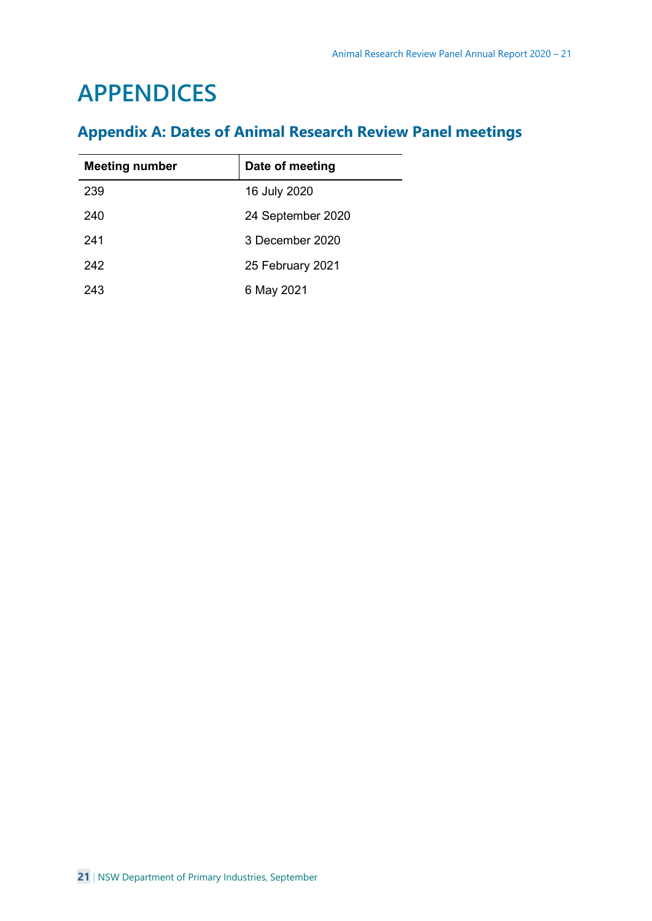# APPENDICES

## Appendix A: Dates of Animal Research Review Panel meetings

| Meeting number | Date of meeting |
| --- | --- |
| 239 | 16 July 2020 |
| 240 | 24 September 2020 |
| 241 | 3 December 2020 |
| 242 | 25 February 2021 |
| 243 | 6 May 2021 |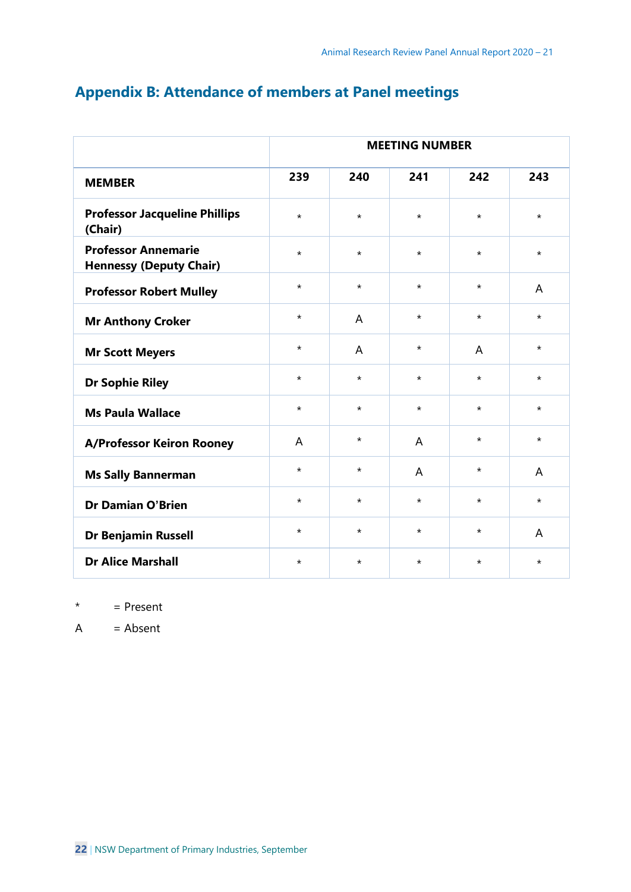## Appendix B: Attendance of members at Panel meetings

| | MEETING NUMBER | | | | |
|---|---|---|---|---|---|
| **MEMBER** | **239** | **240** | **241** | **242** | **243** |
| **Professor Jacqueline Phillips (Chair)** | * | * | * | * | * |
| **Professor Annemarie Hennessy (Deputy Chair)** | * | * | * | * | * |
| **Professor Robert Mulley** | * | * | * | * | A |
| **Mr Anthony Croker** | * | A | * | * | * |
| **Mr Scott Meyers** | * | A | * | A | * |
| **Dr Sophie Riley** | * | * | * | * | * |
| **Ms Paula Wallace** | * | * | * | * | * |
| **A/Professor Keiron Rooney** | A | * | A | * | * |
| **Ms Sally Bannerman** | * | * | A | * | A |
| **Dr Damian O'Brien** | * | * | * | * | * |
| **Dr Benjamin Russell** | * | * | * | * | A |
| **Dr Alice Marshall** | * | * | * | * | * |

\* = Present

A = Absent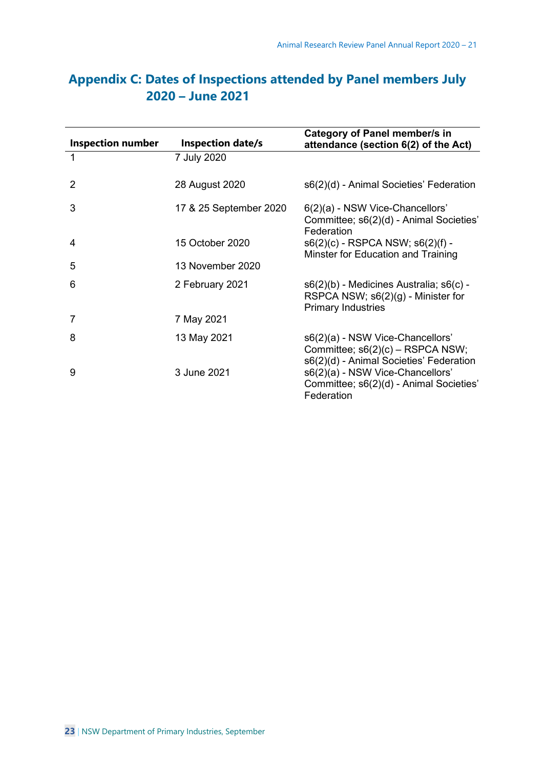## Appendix C: Dates of Inspections attended by Panel members July 2020 – June 2021

| Inspection number | Inspection date/s | Category of Panel member/s in attendance (section 6(2) of the Act) |
|---|---|---|
| 1 | 7 July 2020 | |
| 2 | 28 August 2020 | s6(2)(d) - Animal Societies' Federation |
| 3 | 17 & 25 September 2020 | 6(2)(a) - NSW Vice-Chancellors' Committee; s6(2)(d) - Animal Societies' Federation |
| 4 | 15 October 2020 | s6(2)(c) - RSPCA NSW; s6(2)(f) - Minster for Education and Training |
| 5 | 13 November 2020 | |
| 6 | 2 February 2021 | s6(2)(b) - Medicines Australia; s6(c) - RSPCA NSW; s6(2)(g) - Minister for Primary Industries |
| 7 | 7 May 2021 | |
| 8 | 13 May 2021 | s6(2)(a) - NSW Vice-Chancellors' Committee; s6(2)(c) – RSPCA NSW; s6(2)(d) - Animal Societies' Federation |
| 9 | 3 June 2021 | s6(2)(a) - NSW Vice-Chancellors' Committee; s6(2)(d) - Animal Societies' Federation |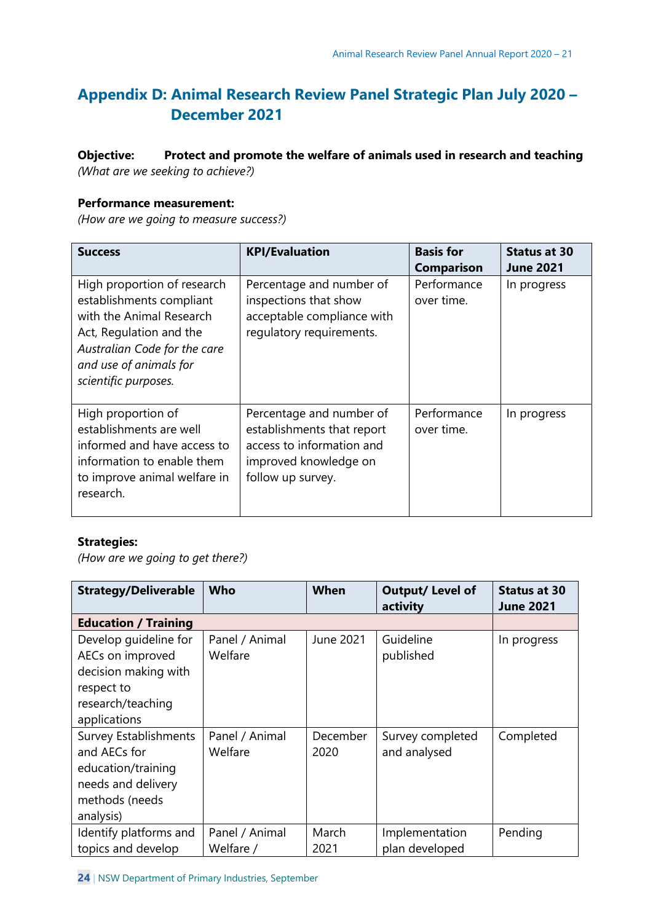## Appendix D: Animal Research Review Panel Strategic Plan July 2020 – December 2021

**Objective: Protect and promote the welfare of animals used in research and teaching**
*(What are we seeking to achieve?)*

**Performance measurement:**
*(How are we going to measure success?)*

| Success | KPI/Evaluation | Basis for Comparison | Status at 30 June 2021 |
|---|---|---|---|
| High proportion of research establishments compliant with the Animal Research Act, Regulation and the *Australian Code for the care and use of animals for scientific purposes.* | Percentage and number of inspections that show acceptable compliance with regulatory requirements. | Performance over time. | In progress |
| High proportion of establishments are well informed and have access to information to enable them to improve animal welfare in research. | Percentage and number of establishments that report access to information and improved knowledge on follow up survey. | Performance over time. | In progress |

**Strategies:**
*(How are we going to get there?)*

| Strategy/Deliverable | Who | When | Output/ Level of activity | Status at 30 June 2021 |
|---|---|---|---|---|
| **Education / Training** | | | | |
| Develop guideline for AECs on improved decision making with respect to research/teaching applications | Panel / Animal Welfare | June 2021 | Guideline published | In progress |
| Survey Establishments and AECs for education/training needs and delivery methods (needs analysis) | Panel / Animal Welfare | December 2020 | Survey completed and analysed | Completed |
| Identify platforms and topics and develop | Panel / Animal Welfare / | March 2021 | Implementation plan developed | Pending |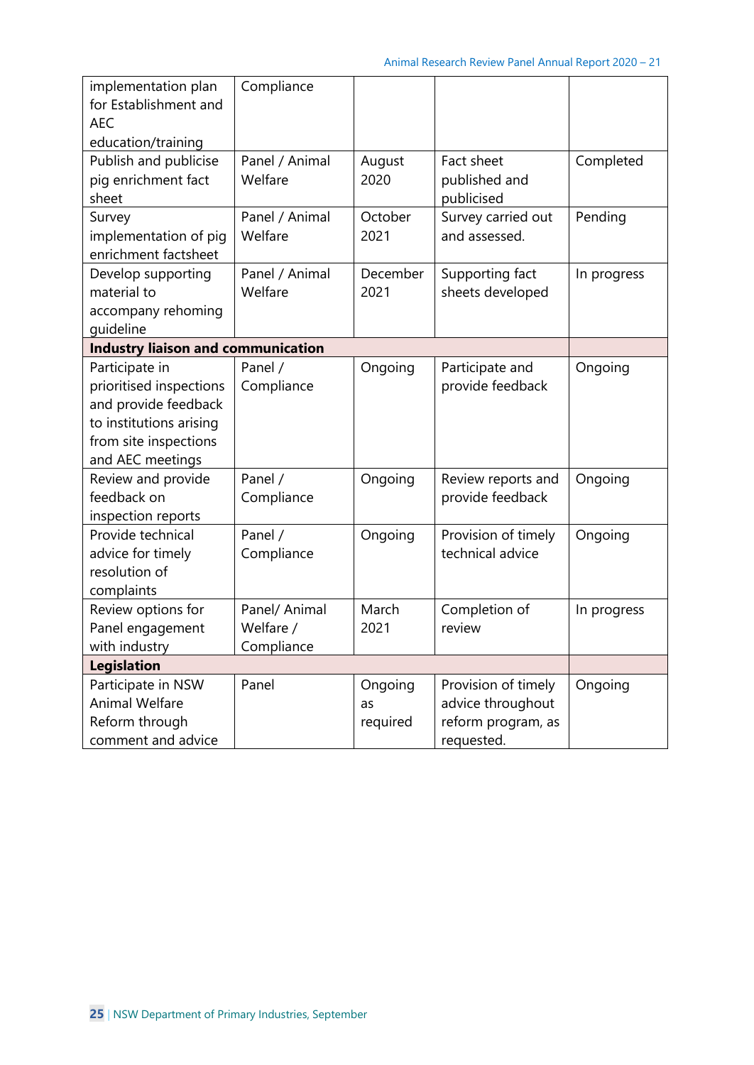| | | | | |
|---|---|---|---|---|
| implementation plan for Establishment and AEC education/training | Compliance | | | |
| Publish and publicise pig enrichment fact sheet | Panel / Animal Welfare | August 2020 | Fact sheet published and publicised | Completed |
| Survey implementation of pig enrichment factsheet | Panel / Animal Welfare | October 2021 | Survey carried out and assessed. | Pending |
| Develop supporting material to accompany rehoming guideline | Panel / Animal Welfare | December 2021 | Supporting fact sheets developed | In progress |
| **Industry liaison and communication** | | | | |
| Participate in prioritised inspections and provide feedback to institutions arising from site inspections and AEC meetings | Panel / Compliance | Ongoing | Participate and provide feedback | Ongoing |
| Review and provide feedback on inspection reports | Panel / Compliance | Ongoing | Review reports and provide feedback | Ongoing |
| Provide technical advice for timely resolution of complaints | Panel / Compliance | Ongoing | Provision of timely technical advice | Ongoing |
| Review options for Panel engagement with industry | Panel/ Animal Welfare / Compliance | March 2021 | Completion of review | In progress |
| **Legislation** | | | | |
| Participate in NSW Animal Welfare Reform through comment and advice | Panel | Ongoing as required | Provision of timely advice throughout reform program, as requested. | Ongoing |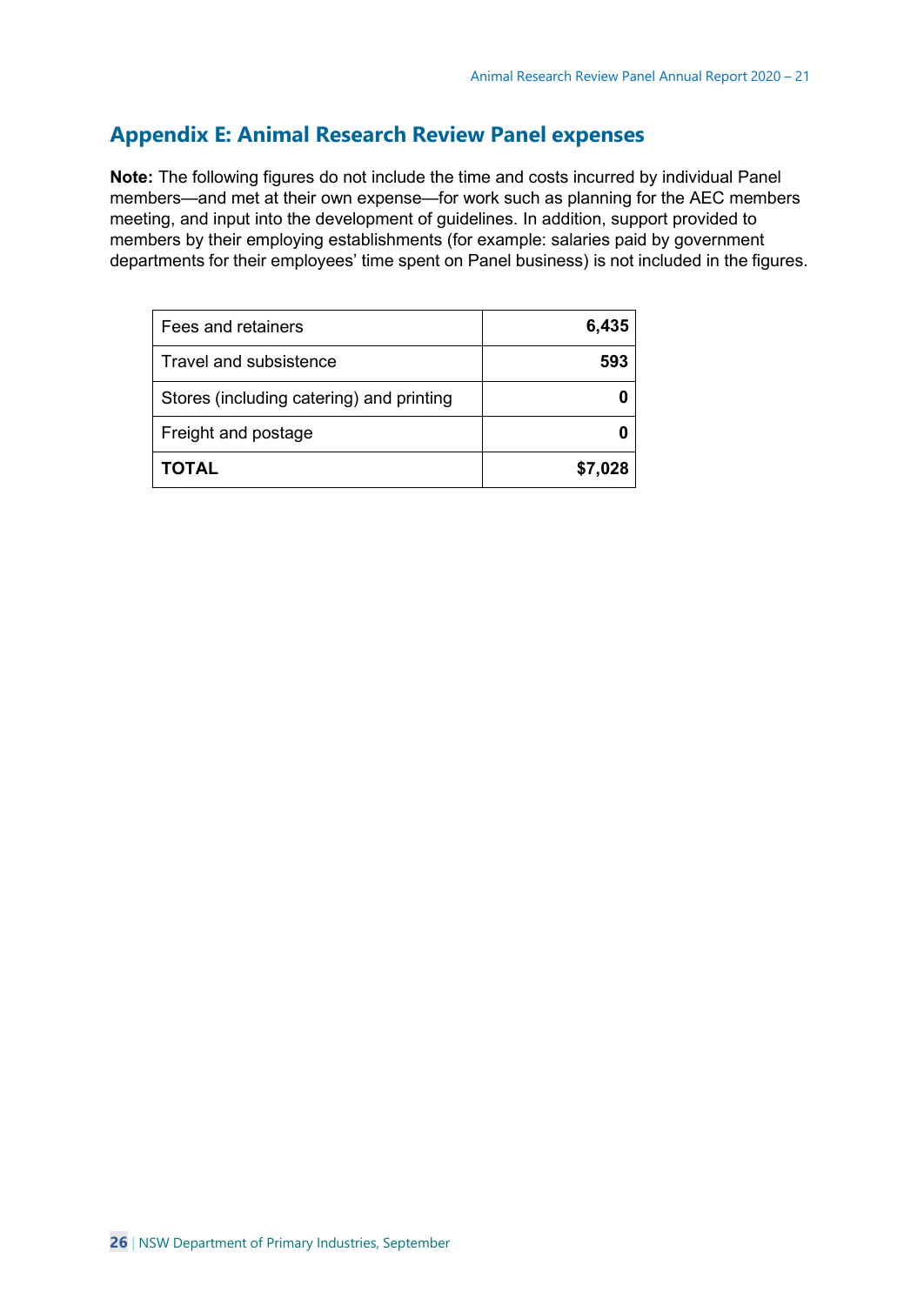## Appendix E: Animal Research Review Panel expenses

**Note:** The following figures do not include the time and costs incurred by individual Panel members—and met at their own expense—for work such as planning for the AEC members meeting, and input into the development of guidelines. In addition, support provided to members by their employing establishments (for example: salaries paid by government departments for their employees' time spent on Panel business) is not included in the figures.

| | |
|---|---:|
| Fees and retainers | **6,435** |
| Travel and subsistence | **593** |
| Stores (including catering) and printing | **0** |
| Freight and postage | **0** |
| **TOTAL** | **$7,028** |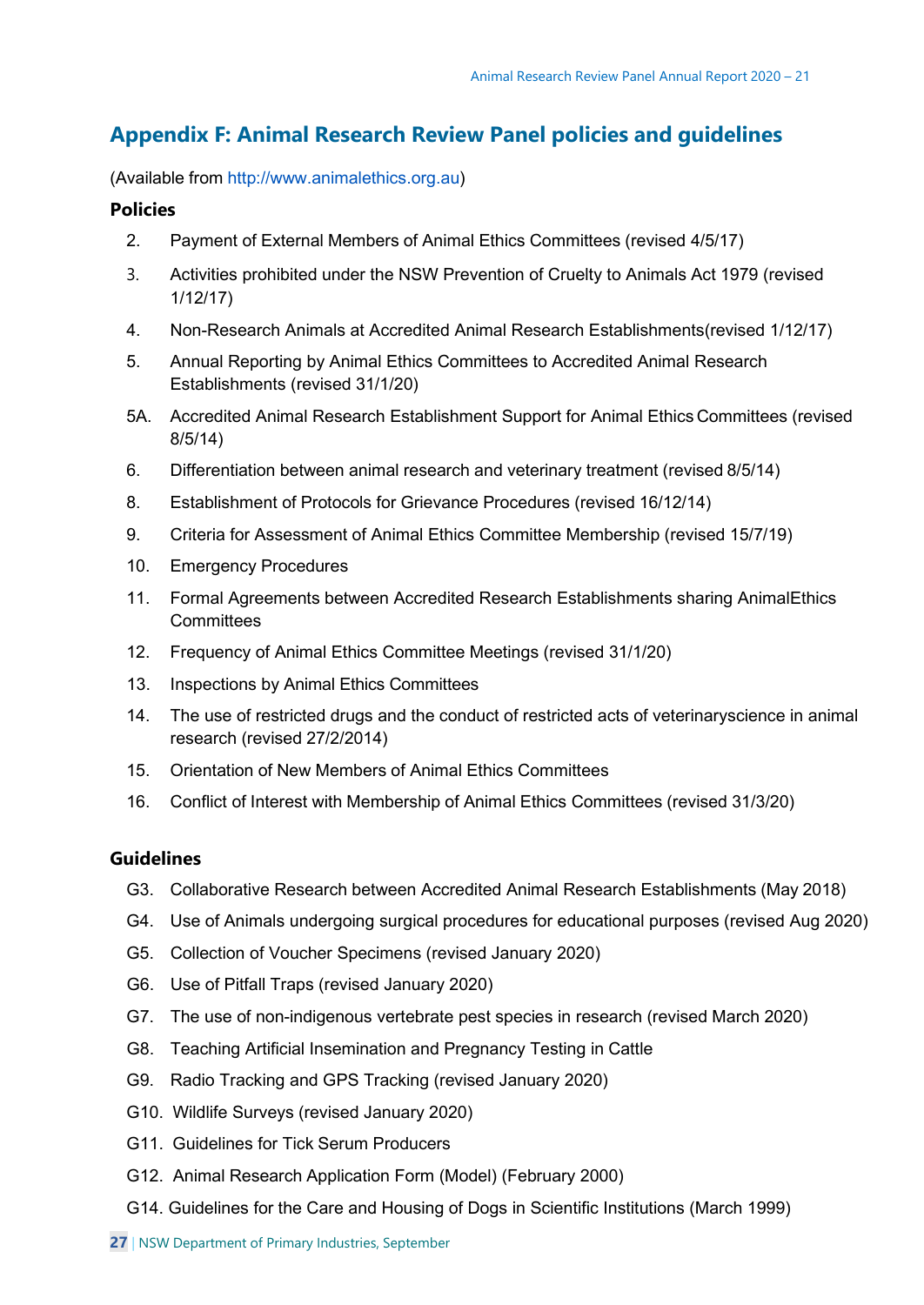## Appendix F: Animal Research Review Panel policies and guidelines

(Available from http://www.animalethics.org.au)

### Policies

2. Payment of External Members of Animal Ethics Committees (revised 4/5/17)
3. Activities prohibited under the NSW Prevention of Cruelty to Animals Act 1979 (revised 1/12/17)
4. Non-Research Animals at Accredited Animal Research Establishments(revised 1/12/17)
5. Annual Reporting by Animal Ethics Committees to Accredited Animal Research Establishments (revised 31/1/20)

5A. Accredited Animal Research Establishment Support for Animal Ethics Committees (revised 8/5/14)

6. Differentiation between animal research and veterinary treatment (revised 8/5/14)
8. Establishment of Protocols for Grievance Procedures (revised 16/12/14)
9. Criteria for Assessment of Animal Ethics Committee Membership (revised 15/7/19)
10. Emergency Procedures
11. Formal Agreements between Accredited Research Establishments sharing AnimalEthics Committees
12. Frequency of Animal Ethics Committee Meetings (revised 31/1/20)
13. Inspections by Animal Ethics Committees
14. The use of restricted drugs and the conduct of restricted acts of veterinaryscience in animal research (revised 27/2/2014)
15. Orientation of New Members of Animal Ethics Committees
16. Conflict of Interest with Membership of Animal Ethics Committees (revised 31/3/20)

### Guidelines

- G3. Collaborative Research between Accredited Animal Research Establishments (May 2018)
- G4. Use of Animals undergoing surgical procedures for educational purposes (revised Aug 2020)
- G5. Collection of Voucher Specimens (revised January 2020)
- G6. Use of Pitfall Traps (revised January 2020)
- G7. The use of non-indigenous vertebrate pest species in research (revised March 2020)
- G8. Teaching Artificial Insemination and Pregnancy Testing in Cattle
- G9. Radio Tracking and GPS Tracking (revised January 2020)
- G10. Wildlife Surveys (revised January 2020)
- G11. Guidelines for Tick Serum Producers
- G12. Animal Research Application Form (Model) (February 2000)
- G14. Guidelines for the Care and Housing of Dogs in Scientific Institutions (March 1999)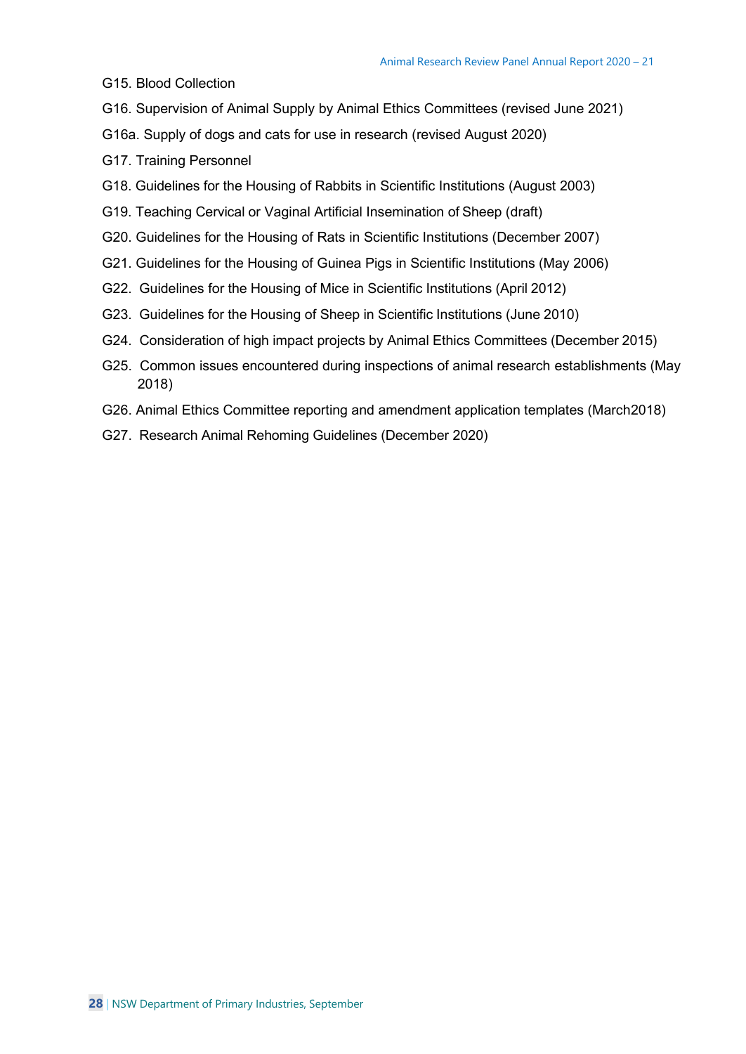G15. Blood Collection

G16. Supervision of Animal Supply by Animal Ethics Committees (revised June 2021)

G16a. Supply of dogs and cats for use in research (revised August 2020)

G17. Training Personnel

G18. Guidelines for the Housing of Rabbits in Scientific Institutions (August 2003)

G19. Teaching Cervical or Vaginal Artificial Insemination of Sheep (draft)

G20. Guidelines for the Housing of Rats in Scientific Institutions (December 2007)

G21. Guidelines for the Housing of Guinea Pigs in Scientific Institutions (May 2006)

G22. Guidelines for the Housing of Mice in Scientific Institutions (April 2012)

G23. Guidelines for the Housing of Sheep in Scientific Institutions (June 2010)

G24. Consideration of high impact projects by Animal Ethics Committees (December 2015)

G25. Common issues encountered during inspections of animal research establishments (May 2018)

G26. Animal Ethics Committee reporting and amendment application templates (March2018)

G27. Research Animal Rehoming Guidelines (December 2020)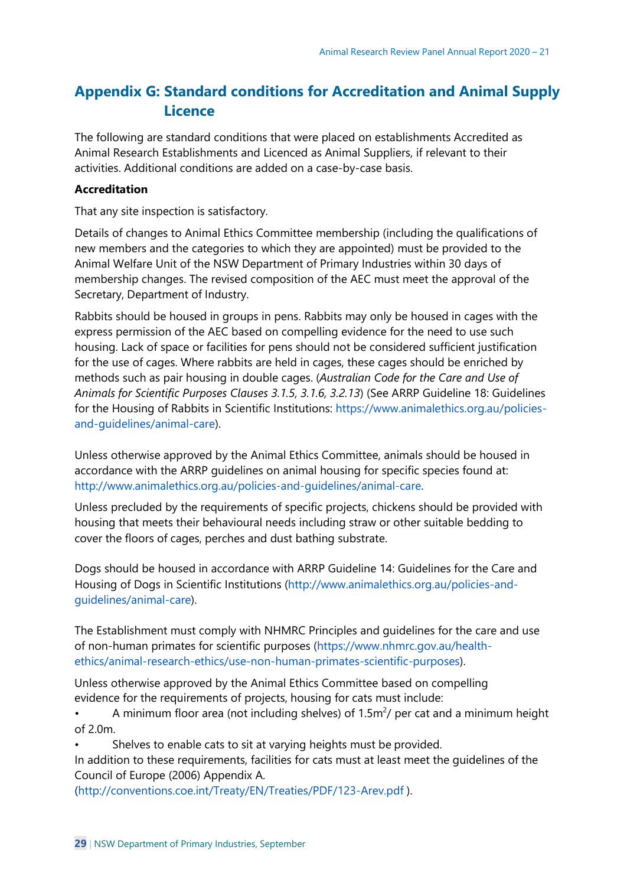## Appendix G: Standard conditions for Accreditation and Animal Supply Licence

The following are standard conditions that were placed on establishments Accredited as Animal Research Establishments and Licenced as Animal Suppliers, if relevant to their activities. Additional conditions are added on a case-by-case basis.

**Accreditation**

That any site inspection is satisfactory.

Details of changes to Animal Ethics Committee membership (including the qualifications of new members and the categories to which they are appointed) must be provided to the Animal Welfare Unit of the NSW Department of Primary Industries within 30 days of membership changes. The revised composition of the AEC must meet the approval of the Secretary, Department of Industry.

Rabbits should be housed in groups in pens. Rabbits may only be housed in cages with the express permission of the AEC based on compelling evidence for the need to use such housing. Lack of space or facilities for pens should not be considered sufficient justification for the use of cages. Where rabbits are held in cages, these cages should be enriched by methods such as pair housing in double cages. (*Australian Code for the Care and Use of Animals for Scientific Purposes Clauses 3.1.5, 3.1.6, 3.2.13*) (See ARRP Guideline 18: Guidelines for the Housing of Rabbits in Scientific Institutions: https://www.animalethics.org.au/policies-and-guidelines/animal-care).

Unless otherwise approved by the Animal Ethics Committee, animals should be housed in accordance with the ARRP guidelines on animal housing for specific species found at: http://www.animalethics.org.au/policies-and-guidelines/animal-care.

Unless precluded by the requirements of specific projects, chickens should be provided with housing that meets their behavioural needs including straw or other suitable bedding to cover the floors of cages, perches and dust bathing substrate.

Dogs should be housed in accordance with ARRP Guideline 14: Guidelines for the Care and Housing of Dogs in Scientific Institutions (http://www.animalethics.org.au/policies-and-guidelines/animal-care).

The Establishment must comply with NHMRC Principles and guidelines for the care and use of non-human primates for scientific purposes (https://www.nhmrc.gov.au/health-ethics/animal-research-ethics/use-non-human-primates-scientific-purposes).

Unless otherwise approved by the Animal Ethics Committee based on compelling evidence for the requirements of projects, housing for cats must include:

- A minimum floor area (not including shelves) of $1.5m^2$/ per cat and a minimum height of 2.0m.
- Shelves to enable cats to sit at varying heights must be provided.

In addition to these requirements, facilities for cats must at least meet the guidelines of the Council of Europe (2006) Appendix A. (http://conventions.coe.int/Treaty/EN/Treaties/PDF/123-Arev.pdf ).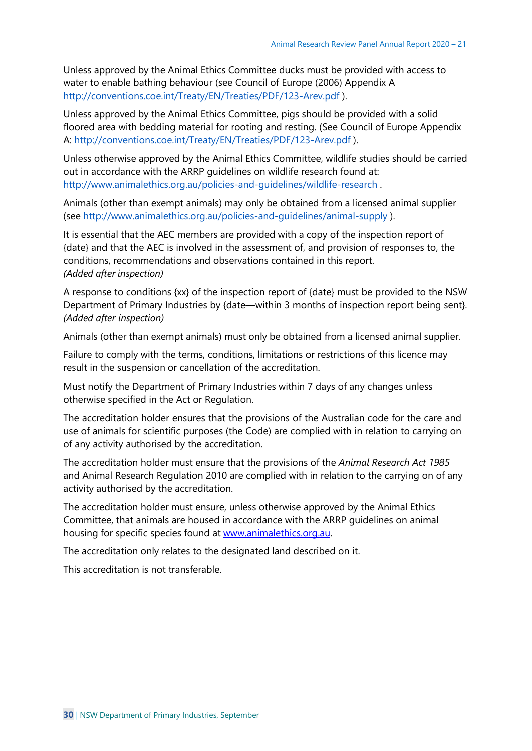Unless approved by the Animal Ethics Committee ducks must be provided with access to water to enable bathing behaviour (see Council of Europe (2006) Appendix A http://conventions.coe.int/Treaty/EN/Treaties/PDF/123-Arev.pdf ).

Unless approved by the Animal Ethics Committee, pigs should be provided with a solid floored area with bedding material for rooting and resting. (See Council of Europe Appendix A: http://conventions.coe.int/Treaty/EN/Treaties/PDF/123-Arev.pdf ).

Unless otherwise approved by the Animal Ethics Committee, wildlife studies should be carried out in accordance with the ARRP guidelines on wildlife research found at: http://www.animalethics.org.au/policies-and-guidelines/wildlife-research .

Animals (other than exempt animals) may only be obtained from a licensed animal supplier (see http://www.animalethics.org.au/policies-and-guidelines/animal-supply ).

It is essential that the AEC members are provided with a copy of the inspection report of {date} and that the AEC is involved in the assessment of, and provision of responses to, the conditions, recommendations and observations contained in this report.
*(Added after inspection)*

A response to conditions {xx} of the inspection report of {date} must be provided to the NSW Department of Primary Industries by {date—within 3 months of inspection report being sent}.
*(Added after inspection)*

Animals (other than exempt animals) must only be obtained from a licensed animal supplier.

Failure to comply with the terms, conditions, limitations or restrictions of this licence may result in the suspension or cancellation of the accreditation.

Must notify the Department of Primary Industries within 7 days of any changes unless otherwise specified in the Act or Regulation.

The accreditation holder ensures that the provisions of the Australian code for the care and use of animals for scientific purposes (the Code) are complied with in relation to carrying on of any activity authorised by the accreditation.

The accreditation holder must ensure that the provisions of the *Animal Research Act 1985* and Animal Research Regulation 2010 are complied with in relation to the carrying on of any activity authorised by the accreditation.

The accreditation holder must ensure, unless otherwise approved by the Animal Ethics Committee, that animals are housed in accordance with the ARRP guidelines on animal housing for specific species found at www.animalethics.org.au.

The accreditation only relates to the designated land described on it.

This accreditation is not transferable.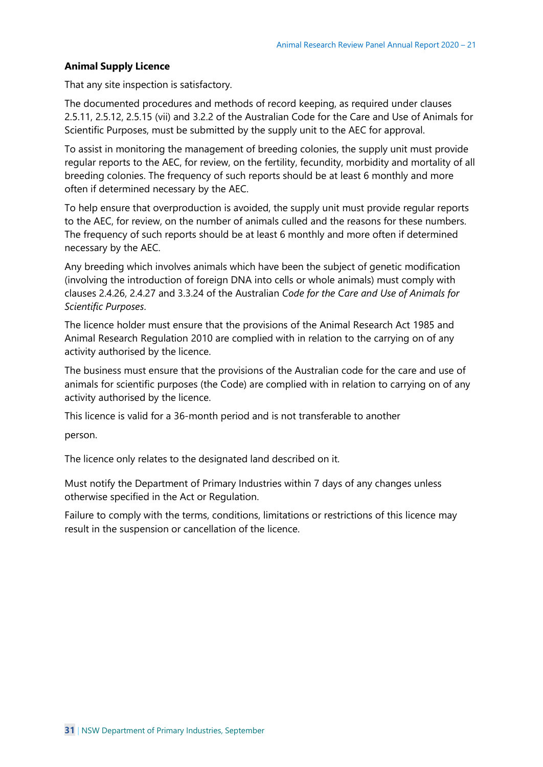**Animal Supply Licence**

That any site inspection is satisfactory.

The documented procedures and methods of record keeping, as required under clauses 2.5.11, 2.5.12, 2.5.15 (vii) and 3.2.2 of the Australian Code for the Care and Use of Animals for Scientific Purposes, must be submitted by the supply unit to the AEC for approval.

To assist in monitoring the management of breeding colonies, the supply unit must provide regular reports to the AEC, for review, on the fertility, fecundity, morbidity and mortality of all breeding colonies. The frequency of such reports should be at least 6 monthly and more often if determined necessary by the AEC.

To help ensure that overproduction is avoided, the supply unit must provide regular reports to the AEC, for review, on the number of animals culled and the reasons for these numbers. The frequency of such reports should be at least 6 monthly and more often if determined necessary by the AEC.

Any breeding which involves animals which have been the subject of genetic modification (involving the introduction of foreign DNA into cells or whole animals) must comply with clauses 2.4.26, 2.4.27 and 3.3.24 of the Australian *Code for the Care and Use of Animals for Scientific Purposes*.

The licence holder must ensure that the provisions of the Animal Research Act 1985 and Animal Research Regulation 2010 are complied with in relation to the carrying on of any activity authorised by the licence.

The business must ensure that the provisions of the Australian code for the care and use of animals for scientific purposes (the Code) are complied with in relation to carrying on of any activity authorised by the licence.

This licence is valid for a 36-month period and is not transferable to another

person.

The licence only relates to the designated land described on it.

Must notify the Department of Primary Industries within 7 days of any changes unless otherwise specified in the Act or Regulation.

Failure to comply with the terms, conditions, limitations or restrictions of this licence may result in the suspension or cancellation of the licence.